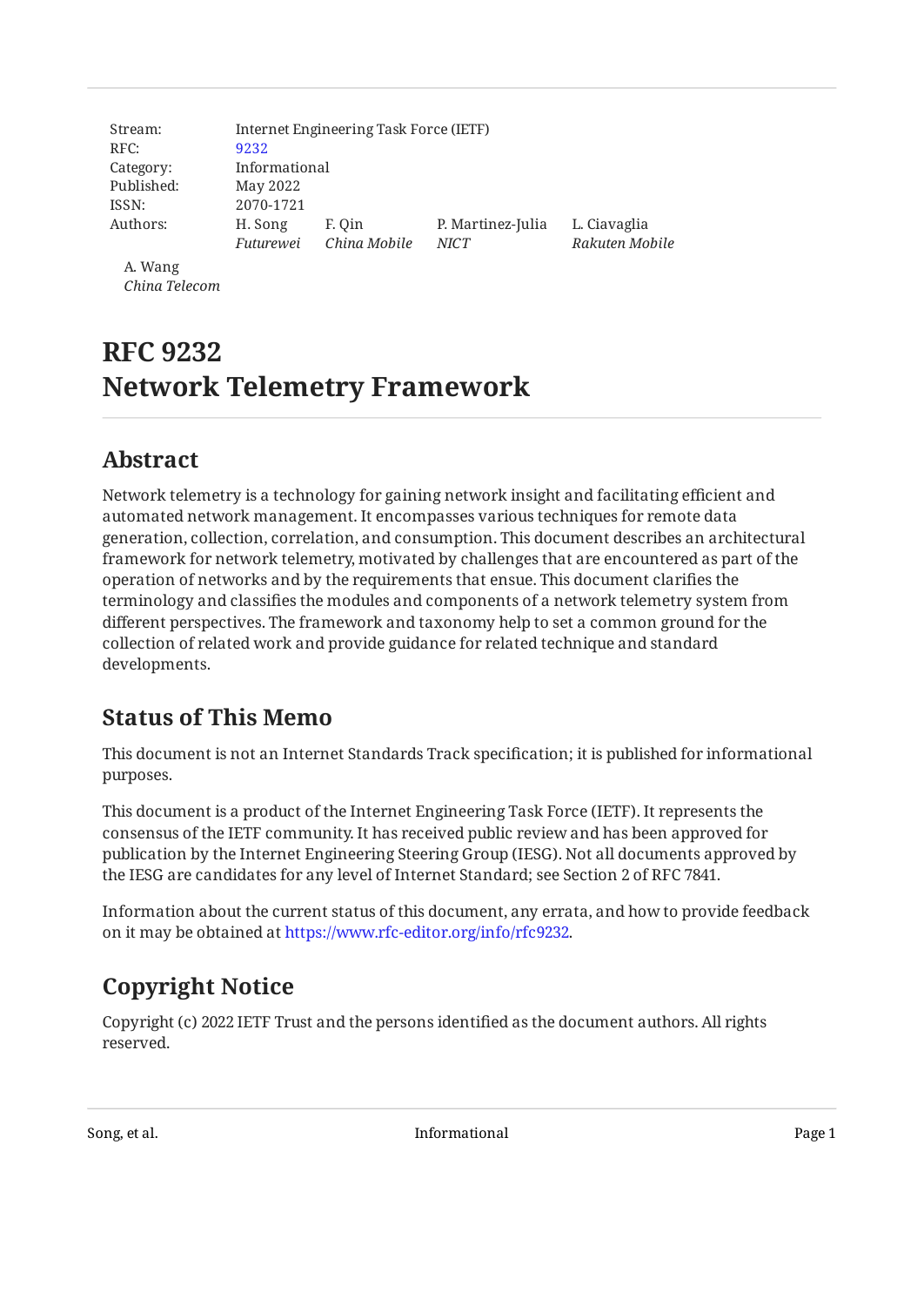| | |
|---|---|
| Stream: | Internet Engineering Task Force (IETF) |
| RFC: | 9232 |
| Category: | Informational |
| Published: | May 2022 |
| ISSN: | 2070-1721 |
| Authors: | H. Song (*Futurewei*), F. Qin (*China Mobile*), P. Martinez-Julia (*NICT*), L. Ciavaglia (*Rakuten Mobile*), A. Wang (*China Telecom*) |

# RFC 9232 Network Telemetry Framework

## Abstract

Network telemetry is a technology for gaining network insight and facilitating efficient and automated network management. It encompasses various techniques for remote data generation, collection, correlation, and consumption. This document describes an architectural framework for network telemetry, motivated by challenges that are encountered as part of the operation of networks and by the requirements that ensue. This document clarifies the terminology and classifies the modules and components of a network telemetry system from different perspectives. The framework and taxonomy help to set a common ground for the collection of related work and provide guidance for related technique and standard developments.

## Status of This Memo

This document is not an Internet Standards Track specification; it is published for informational purposes.

This document is a product of the Internet Engineering Task Force (IETF). It represents the consensus of the IETF community. It has received public review and has been approved for publication by the Internet Engineering Steering Group (IESG). Not all documents approved by the IESG are candidates for any level of Internet Standard; see Section 2 of RFC 7841.

Information about the current status of this document, any errata, and how to provide feedback on it may be obtained at https://www.rfc-editor.org/info/rfc9232.

## Copyright Notice

Copyright (c) 2022 IETF Trust and the persons identified as the document authors. All rights reserved.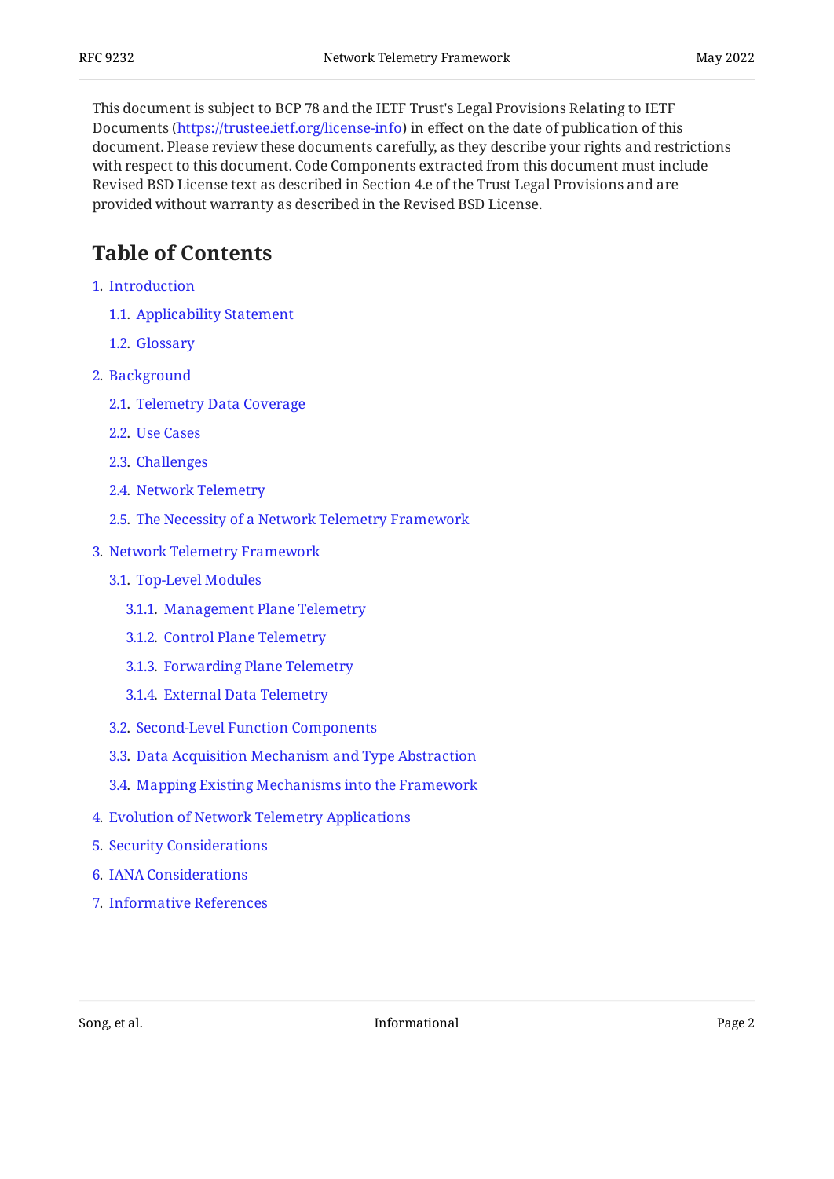This document is subject to BCP 78 and the IETF Trust's Legal Provisions Relating to IETF Documents (https://trustee.ietf.org/license-info) in effect on the date of publication of this document. Please review these documents carefully, as they describe your rights and restrictions with respect to this document. Code Components extracted from this document must include Revised BSD License text as described in Section 4.e of the Trust Legal Provisions and are provided without warranty as described in the Revised BSD License.

## Table of Contents

- 1. Introduction
  - 1.1. Applicability Statement
  - 1.2. Glossary
- 2. Background
  - 2.1. Telemetry Data Coverage
  - 2.2. Use Cases
  - 2.3. Challenges
  - 2.4. Network Telemetry
  - 2.5. The Necessity of a Network Telemetry Framework
- 3. Network Telemetry Framework
  - 3.1. Top-Level Modules
    - 3.1.1. Management Plane Telemetry
    - 3.1.2. Control Plane Telemetry
    - 3.1.3. Forwarding Plane Telemetry
    - 3.1.4. External Data Telemetry
  - 3.2. Second-Level Function Components
  - 3.3. Data Acquisition Mechanism and Type Abstraction
  - 3.4. Mapping Existing Mechanisms into the Framework
- 4. Evolution of Network Telemetry Applications
- 5. Security Considerations
- 6. IANA Considerations
- 7. Informative References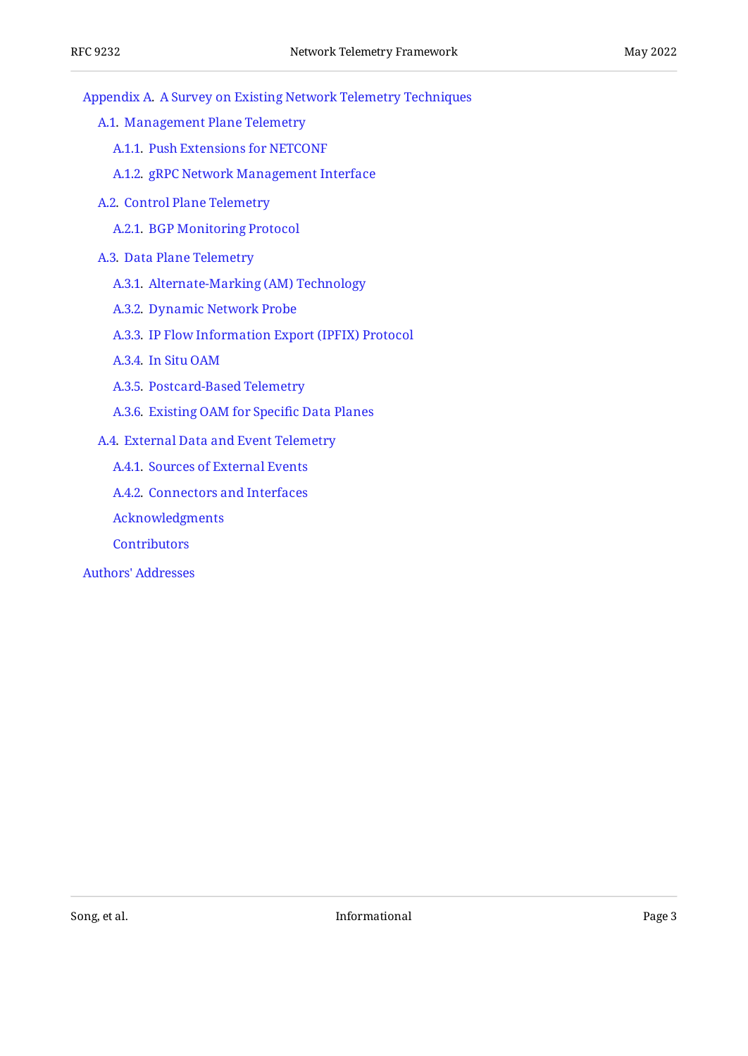- Appendix A. A Survey on Existing Network Telemetry Techniques
  - A.1. Management Plane Telemetry
    - A.1.1. Push Extensions for NETCONF
    - A.1.2. gRPC Network Management Interface
  - A.2. Control Plane Telemetry
    - A.2.1. BGP Monitoring Protocol
  - A.3. Data Plane Telemetry
    - A.3.1. Alternate-Marking (AM) Technology
    - A.3.2. Dynamic Network Probe
    - A.3.3. IP Flow Information Export (IPFIX) Protocol
    - A.3.4. In Situ OAM
    - A.3.5. Postcard-Based Telemetry
    - A.3.6. Existing OAM for Specific Data Planes
  - A.4. External Data and Event Telemetry
    - A.4.1. Sources of External Events
    - A.4.2. Connectors and Interfaces
    - Acknowledgments
    - Contributors
- Authors' Addresses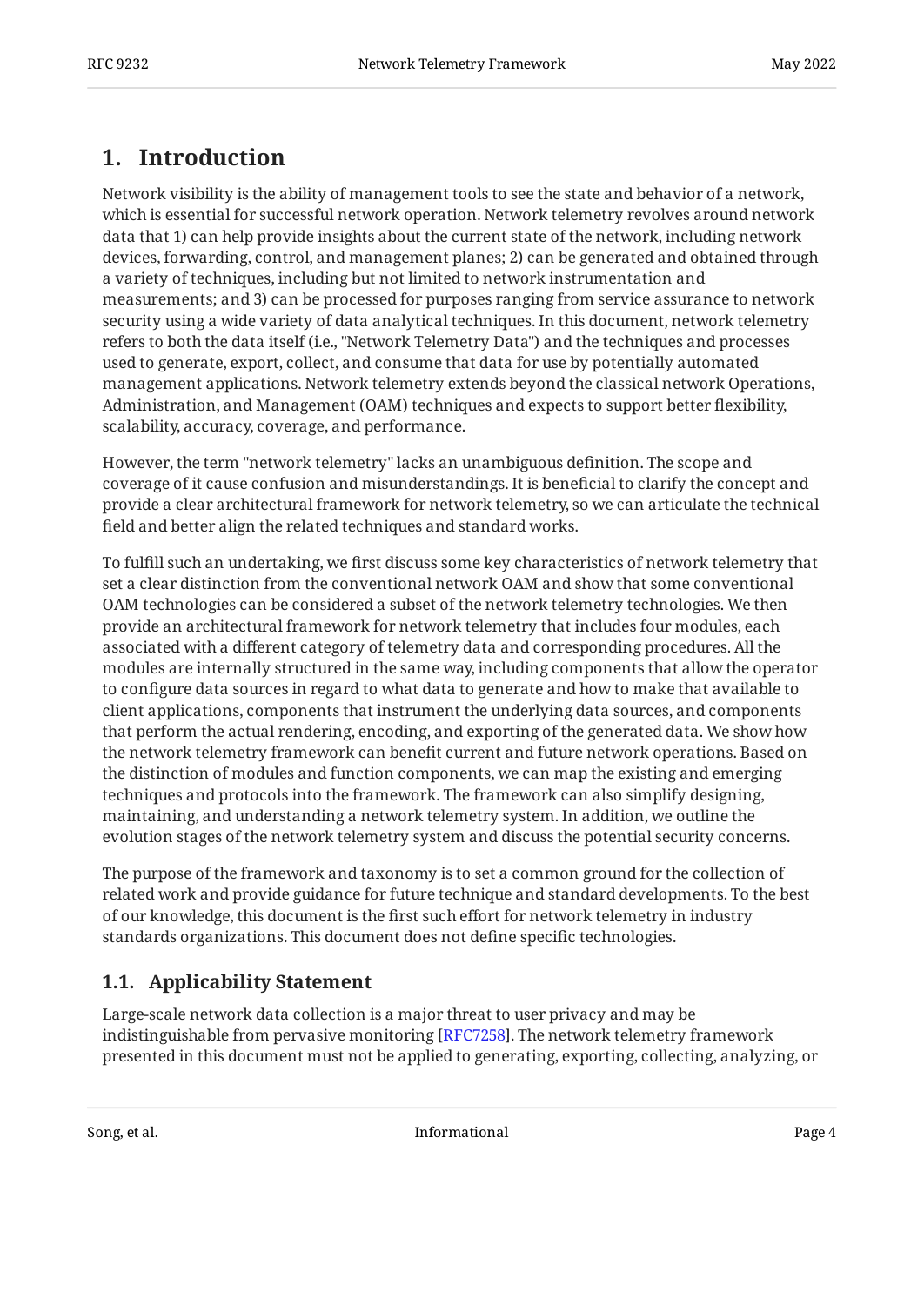# 1. Introduction

Network visibility is the ability of management tools to see the state and behavior of a network, which is essential for successful network operation. Network telemetry revolves around network data that 1) can help provide insights about the current state of the network, including network devices, forwarding, control, and management planes; 2) can be generated and obtained through a variety of techniques, including but not limited to network instrumentation and measurements; and 3) can be processed for purposes ranging from service assurance to network security using a wide variety of data analytical techniques. In this document, network telemetry refers to both the data itself (i.e., "Network Telemetry Data") and the techniques and processes used to generate, export, collect, and consume that data for use by potentially automated management applications. Network telemetry extends beyond the classical network Operations, Administration, and Management (OAM) techniques and expects to support better flexibility, scalability, accuracy, coverage, and performance.

However, the term "network telemetry" lacks an unambiguous definition. The scope and coverage of it cause confusion and misunderstandings. It is beneficial to clarify the concept and provide a clear architectural framework for network telemetry, so we can articulate the technical field and better align the related techniques and standard works.

To fulfill such an undertaking, we first discuss some key characteristics of network telemetry that set a clear distinction from the conventional network OAM and show that some conventional OAM technologies can be considered a subset of the network telemetry technologies. We then provide an architectural framework for network telemetry that includes four modules, each associated with a different category of telemetry data and corresponding procedures. All the modules are internally structured in the same way, including components that allow the operator to configure data sources in regard to what data to generate and how to make that available to client applications, components that instrument the underlying data sources, and components that perform the actual rendering, encoding, and exporting of the generated data. We show how the network telemetry framework can benefit current and future network operations. Based on the distinction of modules and function components, we can map the existing and emerging techniques and protocols into the framework. The framework can also simplify designing, maintaining, and understanding a network telemetry system. In addition, we outline the evolution stages of the network telemetry system and discuss the potential security concerns.

The purpose of the framework and taxonomy is to set a common ground for the collection of related work and provide guidance for future technique and standard developments. To the best of our knowledge, this document is the first such effort for network telemetry in industry standards organizations. This document does not define specific technologies.

## 1.1. Applicability Statement

Large-scale network data collection is a major threat to user privacy and may be indistinguishable from pervasive monitoring [RFC7258]. The network telemetry framework presented in this document must not be applied to generating, exporting, collecting, analyzing, or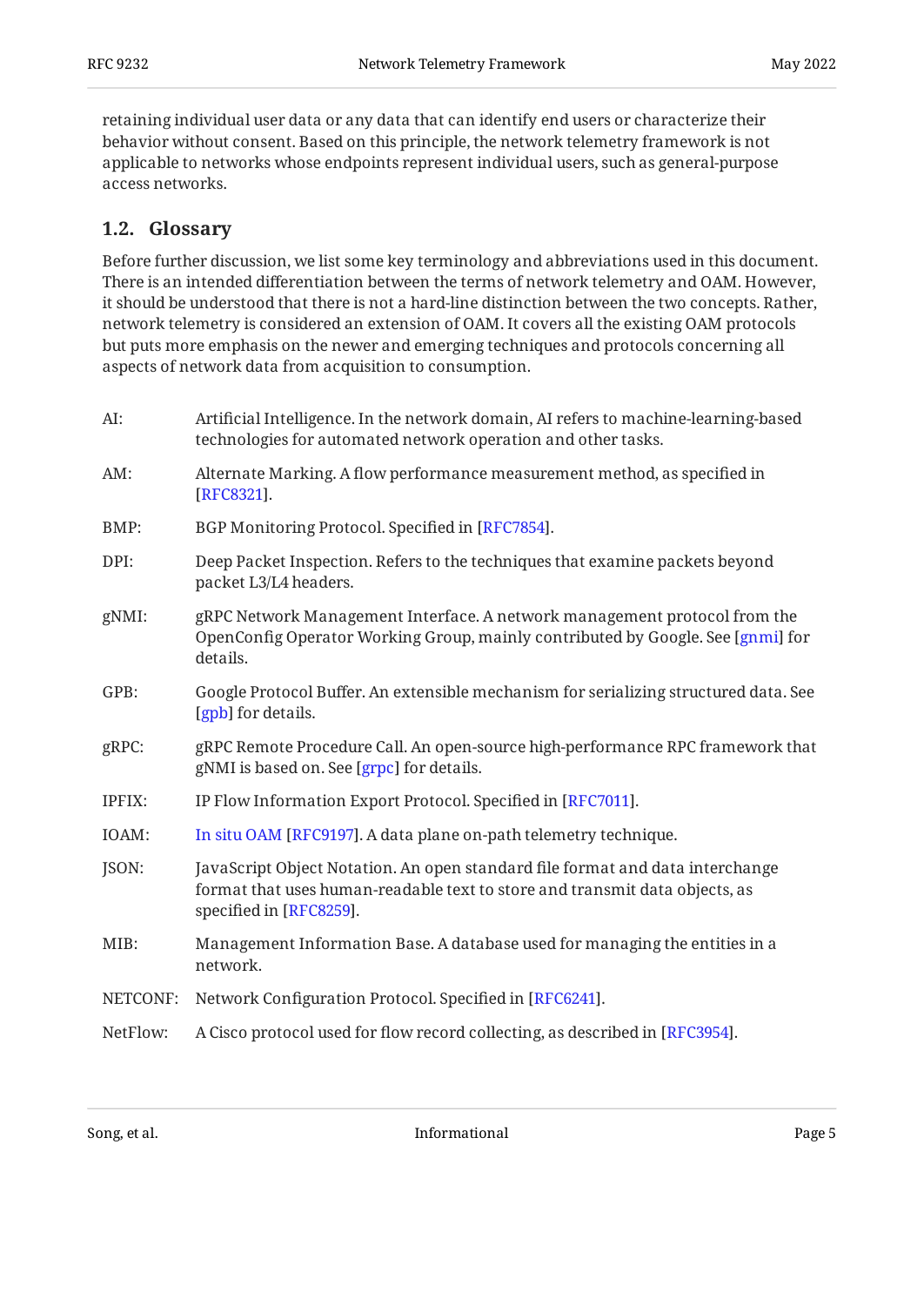retaining individual user data or any data that can identify end users or characterize their behavior without consent. Based on this principle, the network telemetry framework is not applicable to networks whose endpoints represent individual users, such as general-purpose access networks.

### 1.2. Glossary

Before further discussion, we list some key terminology and abbreviations used in this document. There is an intended differentiation between the terms of network telemetry and OAM. However, it should be understood that there is not a hard-line distinction between the two concepts. Rather, network telemetry is considered an extension of OAM. It covers all the existing OAM protocols but puts more emphasis on the newer and emerging techniques and protocols concerning all aspects of network data from acquisition to consumption.

AI:
: Artificial Intelligence. In the network domain, AI refers to machine-learning-based technologies for automated network operation and other tasks.

AM:
: Alternate Marking. A flow performance measurement method, as specified in [RFC8321].

BMP:
: BGP Monitoring Protocol. Specified in [RFC7854].

DPI:
: Deep Packet Inspection. Refers to the techniques that examine packets beyond packet L3/L4 headers.

gNMI:
: gRPC Network Management Interface. A network management protocol from the OpenConfig Operator Working Group, mainly contributed by Google. See [gnmi] for details.

GPB:
: Google Protocol Buffer. An extensible mechanism for serializing structured data. See [gpb] for details.

gRPC:
: gRPC Remote Procedure Call. An open-source high-performance RPC framework that gNMI is based on. See [grpc] for details.

IPFIX:
: IP Flow Information Export Protocol. Specified in [RFC7011].

IOAM:
: In situ OAM [RFC9197]. A data plane on-path telemetry technique.

JSON:
: JavaScript Object Notation. An open standard file format and data interchange format that uses human-readable text to store and transmit data objects, as specified in [RFC8259].

MIB:
: Management Information Base. A database used for managing the entities in a network.

NETCONF:
: Network Configuration Protocol. Specified in [RFC6241].

NetFlow:
: A Cisco protocol used for flow record collecting, as described in [RFC3954].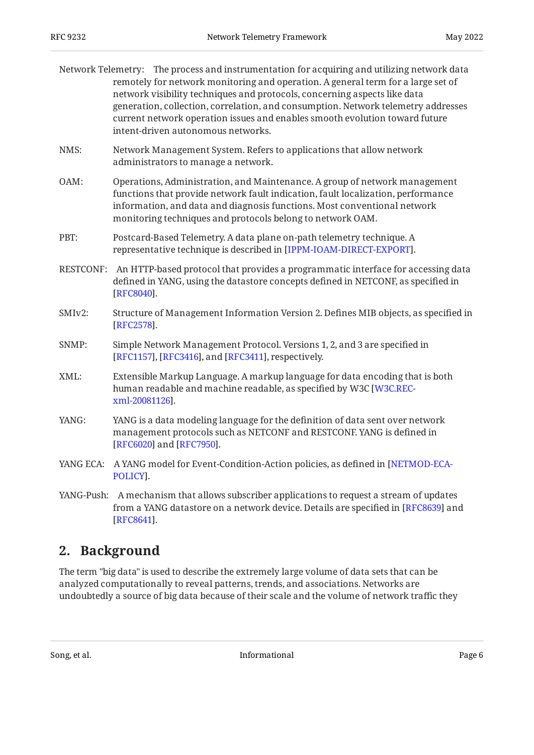Network Telemetry: The process and instrumentation for acquiring and utilizing network data remotely for network monitoring and operation. A general term for a large set of network visibility techniques and protocols, concerning aspects like data generation, collection, correlation, and consumption. Network telemetry addresses current network operation issues and enables smooth evolution toward future intent-driven autonomous networks.

NMS: Network Management System. Refers to applications that allow network administrators to manage a network.

OAM: Operations, Administration, and Maintenance. A group of network management functions that provide network fault indication, fault localization, performance information, and data and diagnosis functions. Most conventional network monitoring techniques and protocols belong to network OAM.

PBT: Postcard-Based Telemetry. A data plane on-path telemetry technique. A representative technique is described in [IPPM-IOAM-DIRECT-EXPORT].

RESTCONF: An HTTP-based protocol that provides a programmatic interface for accessing data defined in YANG, using the datastore concepts defined in NETCONF, as specified in [RFC8040].

SMIv2: Structure of Management Information Version 2. Defines MIB objects, as specified in [RFC2578].

SNMP: Simple Network Management Protocol. Versions 1, 2, and 3 are specified in [RFC1157], [RFC3416], and [RFC3411], respectively.

XML: Extensible Markup Language. A markup language for data encoding that is both human readable and machine readable, as specified by W3C [W3C.REC-xml-20081126].

YANG: YANG is a data modeling language for the definition of data sent over network management protocols such as NETCONF and RESTCONF. YANG is defined in [RFC6020] and [RFC7950].

YANG ECA: A YANG model for Event-Condition-Action policies, as defined in [NETMOD-ECA-POLICY].

YANG-Push: A mechanism that allows subscriber applications to request a stream of updates from a YANG datastore on a network device. Details are specified in [RFC8639] and [RFC8641].

## 2. Background

The term "big data" is used to describe the extremely large volume of data sets that can be analyzed computationally to reveal patterns, trends, and associations. Networks are undoubtedly a source of big data because of their scale and the volume of network traffic they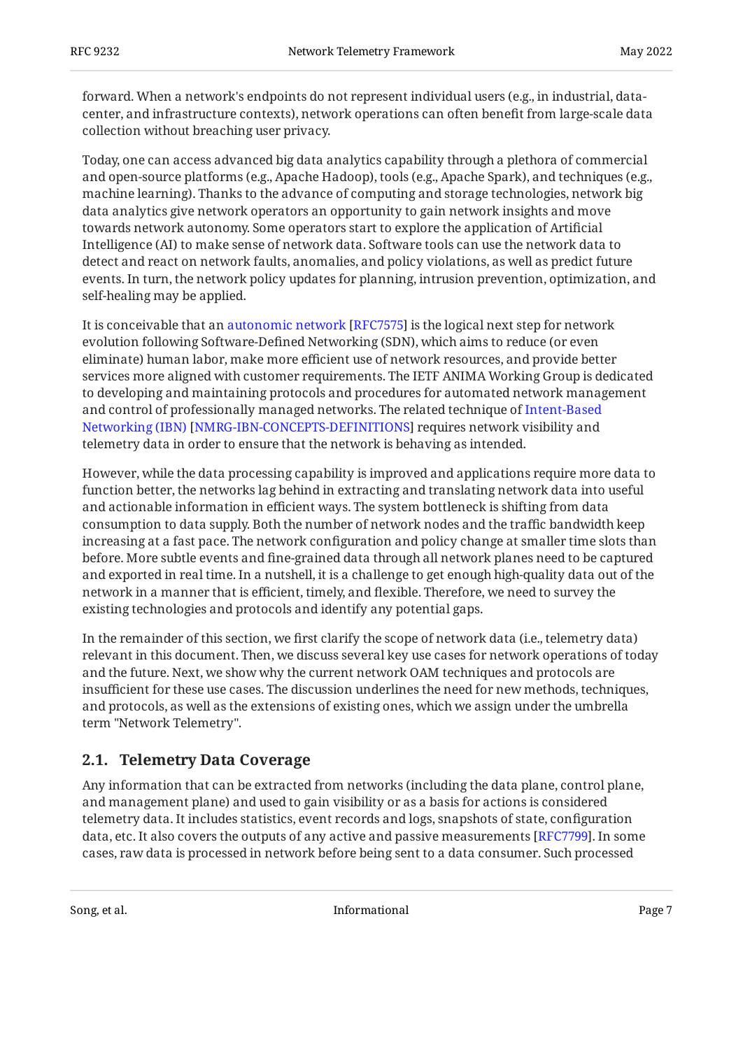forward. When a network's endpoints do not represent individual users (e.g., in industrial, data-center, and infrastructure contexts), network operations can often benefit from large-scale data collection without breaching user privacy.

Today, one can access advanced big data analytics capability through a plethora of commercial and open-source platforms (e.g., Apache Hadoop), tools (e.g., Apache Spark), and techniques (e.g., machine learning). Thanks to the advance of computing and storage technologies, network big data analytics give network operators an opportunity to gain network insights and move towards network autonomy. Some operators start to explore the application of Artificial Intelligence (AI) to make sense of network data. Software tools can use the network data to detect and react on network faults, anomalies, and policy violations, as well as predict future events. In turn, the network policy updates for planning, intrusion prevention, optimization, and self-healing may be applied.

It is conceivable that an autonomic network [RFC7575] is the logical next step for network evolution following Software-Defined Networking (SDN), which aims to reduce (or even eliminate) human labor, make more efficient use of network resources, and provide better services more aligned with customer requirements. The IETF ANIMA Working Group is dedicated to developing and maintaining protocols and procedures for automated network management and control of professionally managed networks. The related technique of Intent-Based Networking (IBN) [NMRG-IBN-CONCEPTS-DEFINITIONS] requires network visibility and telemetry data in order to ensure that the network is behaving as intended.

However, while the data processing capability is improved and applications require more data to function better, the networks lag behind in extracting and translating network data into useful and actionable information in efficient ways. The system bottleneck is shifting from data consumption to data supply. Both the number of network nodes and the traffic bandwidth keep increasing at a fast pace. The network configuration and policy change at smaller time slots than before. More subtle events and fine-grained data through all network planes need to be captured and exported in real time. In a nutshell, it is a challenge to get enough high-quality data out of the network in a manner that is efficient, timely, and flexible. Therefore, we need to survey the existing technologies and protocols and identify any potential gaps.

In the remainder of this section, we first clarify the scope of network data (i.e., telemetry data) relevant in this document. Then, we discuss several key use cases for network operations of today and the future. Next, we show why the current network OAM techniques and protocols are insufficient for these use cases. The discussion underlines the need for new methods, techniques, and protocols, as well as the extensions of existing ones, which we assign under the umbrella term "Network Telemetry".

## 2.1. Telemetry Data Coverage

Any information that can be extracted from networks (including the data plane, control plane, and management plane) and used to gain visibility or as a basis for actions is considered telemetry data. It includes statistics, event records and logs, snapshots of state, configuration data, etc. It also covers the outputs of any active and passive measurements [RFC7799]. In some cases, raw data is processed in network before being sent to a data consumer. Such processed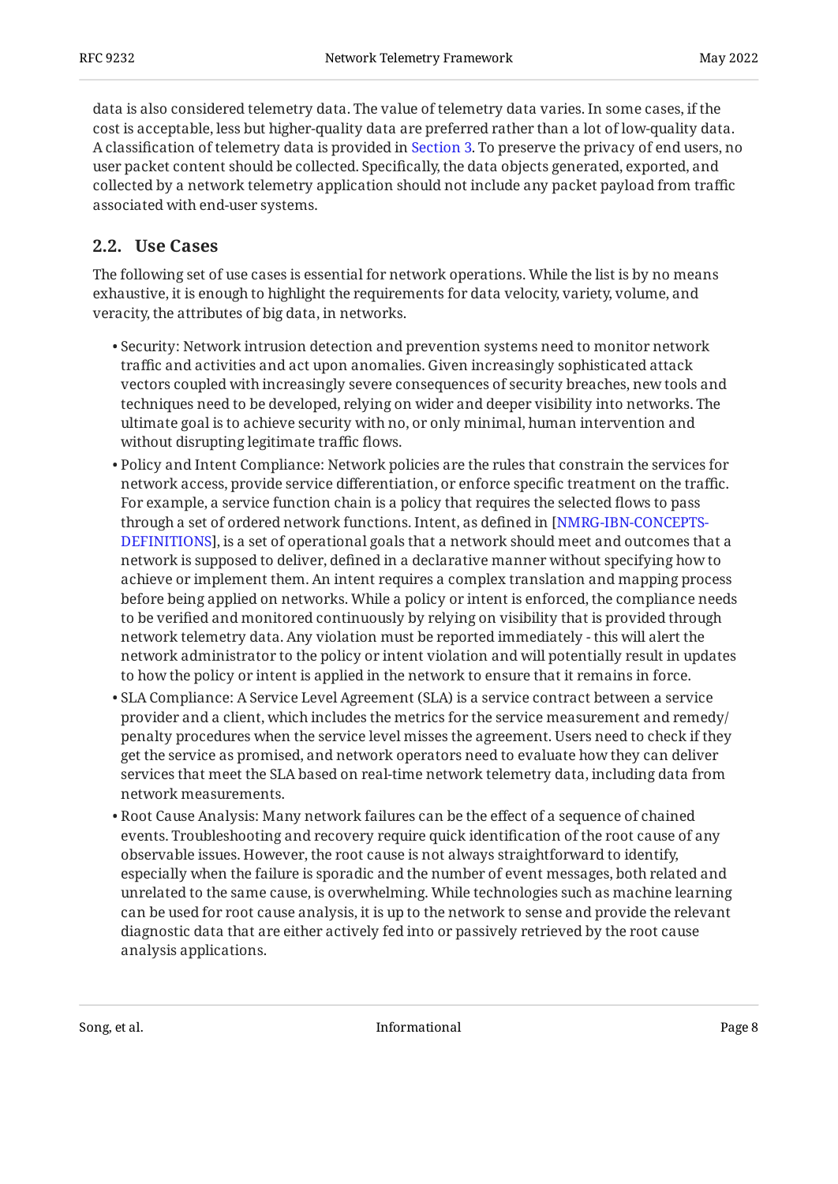data is also considered telemetry data. The value of telemetry data varies. In some cases, if the cost is acceptable, less but higher-quality data are preferred rather than a lot of low-quality data. A classification of telemetry data is provided in Section 3. To preserve the privacy of end users, no user packet content should be collected. Specifically, the data objects generated, exported, and collected by a network telemetry application should not include any packet payload from traffic associated with end-user systems.

### 2.2. Use Cases

The following set of use cases is essential for network operations. While the list is by no means exhaustive, it is enough to highlight the requirements for data velocity, variety, volume, and veracity, the attributes of big data, in networks.

- Security: Network intrusion detection and prevention systems need to monitor network traffic and activities and act upon anomalies. Given increasingly sophisticated attack vectors coupled with increasingly severe consequences of security breaches, new tools and techniques need to be developed, relying on wider and deeper visibility into networks. The ultimate goal is to achieve security with no, or only minimal, human intervention and without disrupting legitimate traffic flows.
- Policy and Intent Compliance: Network policies are the rules that constrain the services for network access, provide service differentiation, or enforce specific treatment on the traffic. For example, a service function chain is a policy that requires the selected flows to pass through a set of ordered network functions. Intent, as defined in [NMRG-IBN-CONCEPTS-DEFINITIONS], is a set of operational goals that a network should meet and outcomes that a network is supposed to deliver, defined in a declarative manner without specifying how to achieve or implement them. An intent requires a complex translation and mapping process before being applied on networks. While a policy or intent is enforced, the compliance needs to be verified and monitored continuously by relying on visibility that is provided through network telemetry data. Any violation must be reported immediately - this will alert the network administrator to the policy or intent violation and will potentially result in updates to how the policy or intent is applied in the network to ensure that it remains in force.
- SLA Compliance: A Service Level Agreement (SLA) is a service contract between a service provider and a client, which includes the metrics for the service measurement and remedy/penalty procedures when the service level misses the agreement. Users need to check if they get the service as promised, and network operators need to evaluate how they can deliver services that meet the SLA based on real-time network telemetry data, including data from network measurements.
- Root Cause Analysis: Many network failures can be the effect of a sequence of chained events. Troubleshooting and recovery require quick identification of the root cause of any observable issues. However, the root cause is not always straightforward to identify, especially when the failure is sporadic and the number of event messages, both related and unrelated to the same cause, is overwhelming. While technologies such as machine learning can be used for root cause analysis, it is up to the network to sense and provide the relevant diagnostic data that are either actively fed into or passively retrieved by the root cause analysis applications.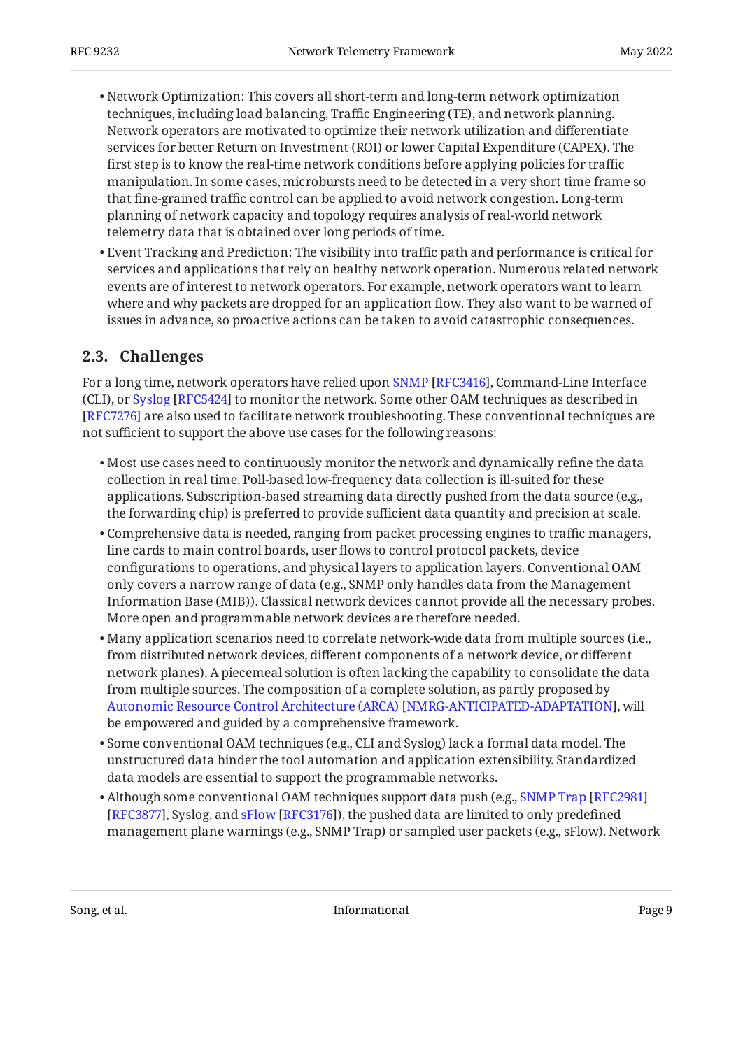- Network Optimization: This covers all short-term and long-term network optimization techniques, including load balancing, Traffic Engineering (TE), and network planning. Network operators are motivated to optimize their network utilization and differentiate services for better Return on Investment (ROI) or lower Capital Expenditure (CAPEX). The first step is to know the real-time network conditions before applying policies for traffic manipulation. In some cases, microbursts need to be detected in a very short time frame so that fine-grained traffic control can be applied to avoid network congestion. Long-term planning of network capacity and topology requires analysis of real-world network telemetry data that is obtained over long periods of time.
- Event Tracking and Prediction: The visibility into traffic path and performance is critical for services and applications that rely on healthy network operation. Numerous related network events are of interest to network operators. For example, network operators want to learn where and why packets are dropped for an application flow. They also want to be warned of issues in advance, so proactive actions can be taken to avoid catastrophic consequences.

### 2.3. Challenges

For a long time, network operators have relied upon SNMP [RFC3416], Command-Line Interface (CLI), or Syslog [RFC5424] to monitor the network. Some other OAM techniques as described in [RFC7276] are also used to facilitate network troubleshooting. These conventional techniques are not sufficient to support the above use cases for the following reasons:

- Most use cases need to continuously monitor the network and dynamically refine the data collection in real time. Poll-based low-frequency data collection is ill-suited for these applications. Subscription-based streaming data directly pushed from the data source (e.g., the forwarding chip) is preferred to provide sufficient data quantity and precision at scale.
- Comprehensive data is needed, ranging from packet processing engines to traffic managers, line cards to main control boards, user flows to control protocol packets, device configurations to operations, and physical layers to application layers. Conventional OAM only covers a narrow range of data (e.g., SNMP only handles data from the Management Information Base (MIB)). Classical network devices cannot provide all the necessary probes. More open and programmable network devices are therefore needed.
- Many application scenarios need to correlate network-wide data from multiple sources (i.e., from distributed network devices, different components of a network device, or different network planes). A piecemeal solution is often lacking the capability to consolidate the data from multiple sources. The composition of a complete solution, as partly proposed by Autonomic Resource Control Architecture (ARCA) [NMRG-ANTICIPATED-ADAPTATION], will be empowered and guided by a comprehensive framework.
- Some conventional OAM techniques (e.g., CLI and Syslog) lack a formal data model. The unstructured data hinder the tool automation and application extensibility. Standardized data models are essential to support the programmable networks.
- Although some conventional OAM techniques support data push (e.g., SNMP Trap [RFC2981] [RFC3877], Syslog, and sFlow [RFC3176]), the pushed data are limited to only predefined management plane warnings (e.g., SNMP Trap) or sampled user packets (e.g., sFlow). Network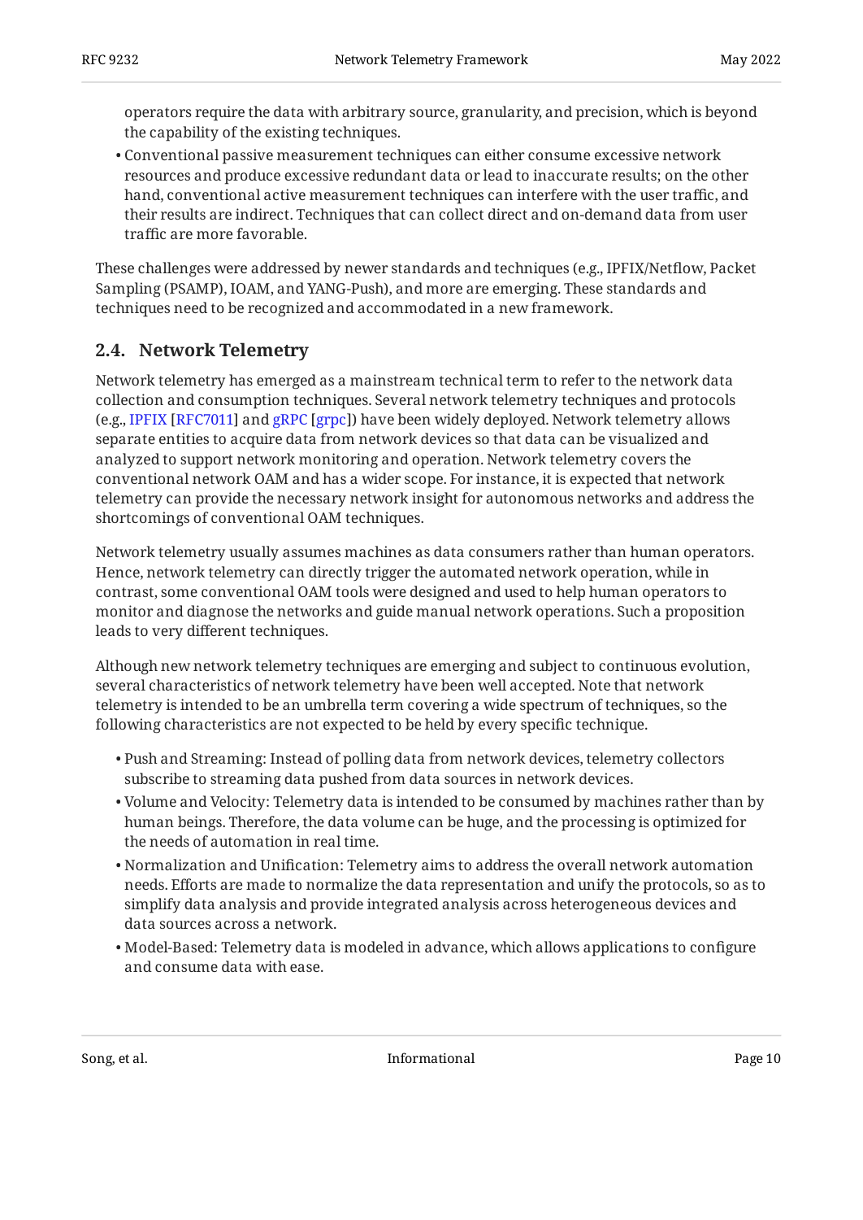operators require the data with arbitrary source, granularity, and precision, which is beyond the capability of the existing techniques.

- Conventional passive measurement techniques can either consume excessive network resources and produce excessive redundant data or lead to inaccurate results; on the other hand, conventional active measurement techniques can interfere with the user traffic, and their results are indirect. Techniques that can collect direct and on-demand data from user traffic are more favorable.

These challenges were addressed by newer standards and techniques (e.g., IPFIX/Netflow, Packet Sampling (PSAMP), IOAM, and YANG-Push), and more are emerging. These standards and techniques need to be recognized and accommodated in a new framework.

## 2.4. Network Telemetry

Network telemetry has emerged as a mainstream technical term to refer to the network data collection and consumption techniques. Several network telemetry techniques and protocols (e.g., IPFIX [RFC7011] and gRPC [grpc]) have been widely deployed. Network telemetry allows separate entities to acquire data from network devices so that data can be visualized and analyzed to support network monitoring and operation. Network telemetry covers the conventional network OAM and has a wider scope. For instance, it is expected that network telemetry can provide the necessary network insight for autonomous networks and address the shortcomings of conventional OAM techniques.

Network telemetry usually assumes machines as data consumers rather than human operators. Hence, network telemetry can directly trigger the automated network operation, while in contrast, some conventional OAM tools were designed and used to help human operators to monitor and diagnose the networks and guide manual network operations. Such a proposition leads to very different techniques.

Although new network telemetry techniques are emerging and subject to continuous evolution, several characteristics of network telemetry have been well accepted. Note that network telemetry is intended to be an umbrella term covering a wide spectrum of techniques, so the following characteristics are not expected to be held by every specific technique.

- Push and Streaming: Instead of polling data from network devices, telemetry collectors subscribe to streaming data pushed from data sources in network devices.
- Volume and Velocity: Telemetry data is intended to be consumed by machines rather than by human beings. Therefore, the data volume can be huge, and the processing is optimized for the needs of automation in real time.
- Normalization and Unification: Telemetry aims to address the overall network automation needs. Efforts are made to normalize the data representation and unify the protocols, so as to simplify data analysis and provide integrated analysis across heterogeneous devices and data sources across a network.
- Model-Based: Telemetry data is modeled in advance, which allows applications to configure and consume data with ease.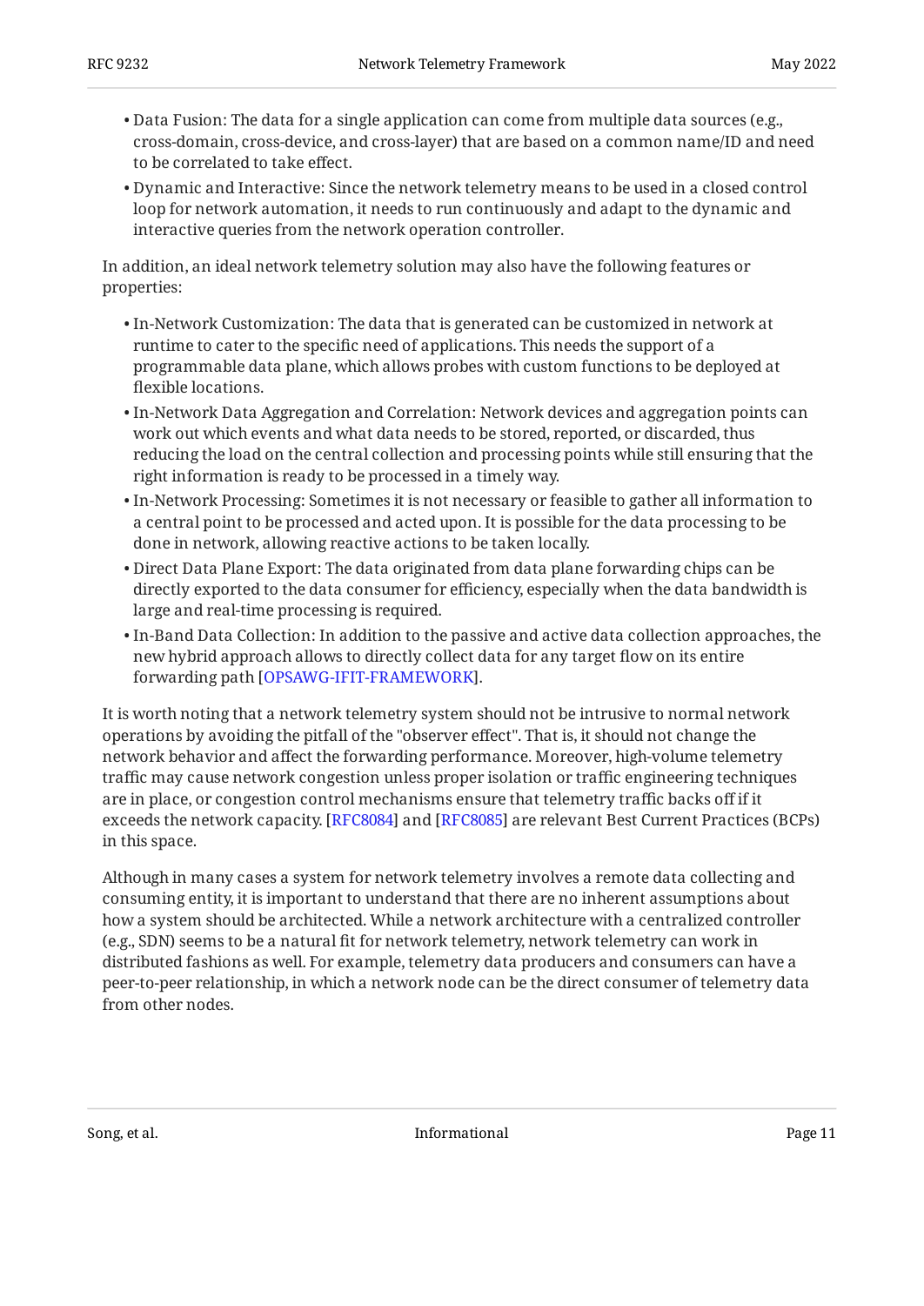- Data Fusion: The data for a single application can come from multiple data sources (e.g., cross-domain, cross-device, and cross-layer) that are based on a common name/ID and need to be correlated to take effect.
- Dynamic and Interactive: Since the network telemetry means to be used in a closed control loop for network automation, it needs to run continuously and adapt to the dynamic and interactive queries from the network operation controller.

In addition, an ideal network telemetry solution may also have the following features or properties:

- In-Network Customization: The data that is generated can be customized in network at runtime to cater to the specific need of applications. This needs the support of a programmable data plane, which allows probes with custom functions to be deployed at flexible locations.
- In-Network Data Aggregation and Correlation: Network devices and aggregation points can work out which events and what data needs to be stored, reported, or discarded, thus reducing the load on the central collection and processing points while still ensuring that the right information is ready to be processed in a timely way.
- In-Network Processing: Sometimes it is not necessary or feasible to gather all information to a central point to be processed and acted upon. It is possible for the data processing to be done in network, allowing reactive actions to be taken locally.
- Direct Data Plane Export: The data originated from data plane forwarding chips can be directly exported to the data consumer for efficiency, especially when the data bandwidth is large and real-time processing is required.
- In-Band Data Collection: In addition to the passive and active data collection approaches, the new hybrid approach allows to directly collect data for any target flow on its entire forwarding path [OPSAWG-IFIT-FRAMEWORK].

It is worth noting that a network telemetry system should not be intrusive to normal network operations by avoiding the pitfall of the "observer effect". That is, it should not change the network behavior and affect the forwarding performance. Moreover, high-volume telemetry traffic may cause network congestion unless proper isolation or traffic engineering techniques are in place, or congestion control mechanisms ensure that telemetry traffic backs off if it exceeds the network capacity. [RFC8084] and [RFC8085] are relevant Best Current Practices (BCPs) in this space.

Although in many cases a system for network telemetry involves a remote data collecting and consuming entity, it is important to understand that there are no inherent assumptions about how a system should be architected. While a network architecture with a centralized controller (e.g., SDN) seems to be a natural fit for network telemetry, network telemetry can work in distributed fashions as well. For example, telemetry data producers and consumers can have a peer-to-peer relationship, in which a network node can be the direct consumer of telemetry data from other nodes.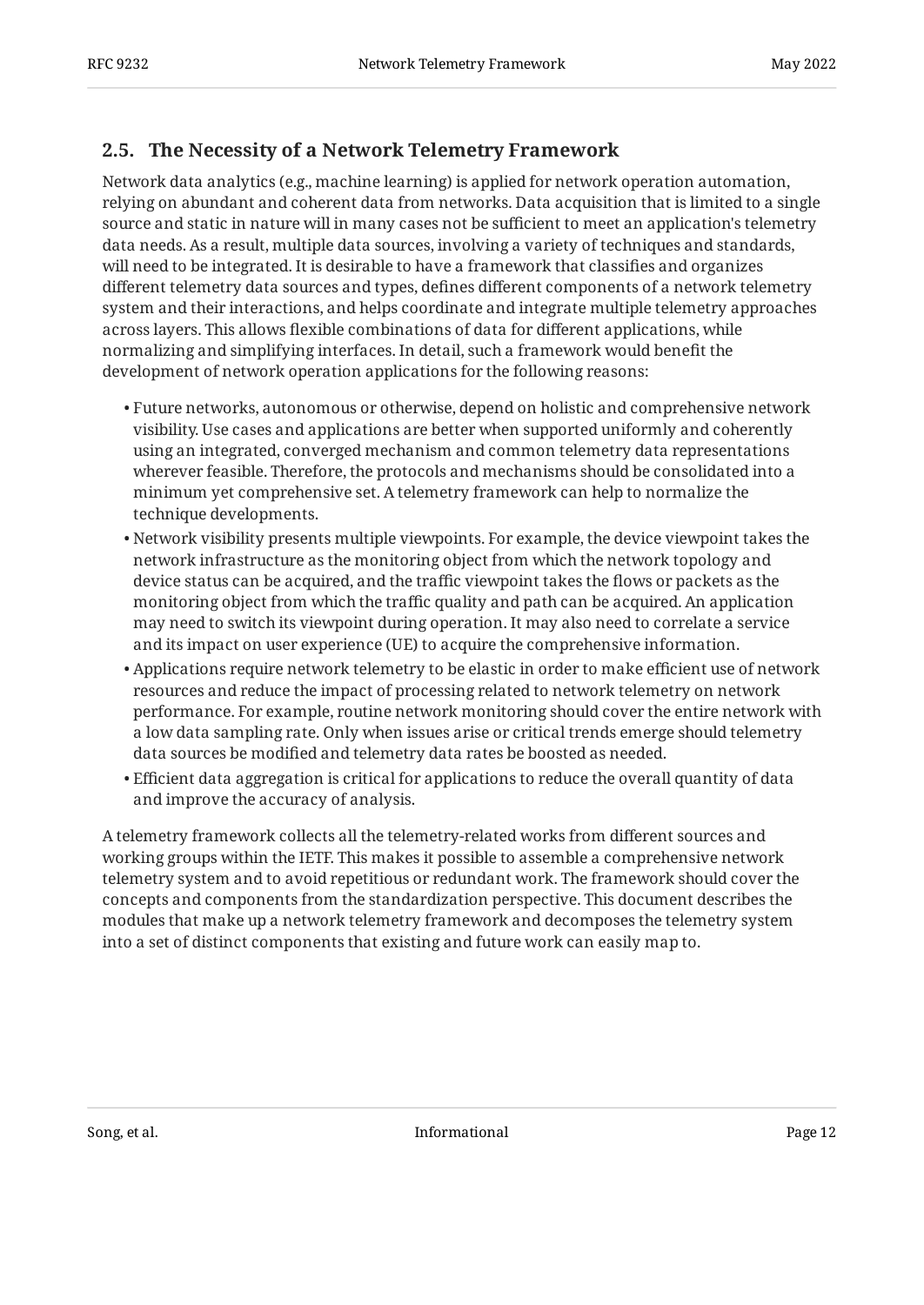## 2.5. The Necessity of a Network Telemetry Framework

Network data analytics (e.g., machine learning) is applied for network operation automation, relying on abundant and coherent data from networks. Data acquisition that is limited to a single source and static in nature will in many cases not be sufficient to meet an application's telemetry data needs. As a result, multiple data sources, involving a variety of techniques and standards, will need to be integrated. It is desirable to have a framework that classifies and organizes different telemetry data sources and types, defines different components of a network telemetry system and their interactions, and helps coordinate and integrate multiple telemetry approaches across layers. This allows flexible combinations of data for different applications, while normalizing and simplifying interfaces. In detail, such a framework would benefit the development of network operation applications for the following reasons:

- Future networks, autonomous or otherwise, depend on holistic and comprehensive network visibility. Use cases and applications are better when supported uniformly and coherently using an integrated, converged mechanism and common telemetry data representations wherever feasible. Therefore, the protocols and mechanisms should be consolidated into a minimum yet comprehensive set. A telemetry framework can help to normalize the technique developments.
- Network visibility presents multiple viewpoints. For example, the device viewpoint takes the network infrastructure as the monitoring object from which the network topology and device status can be acquired, and the traffic viewpoint takes the flows or packets as the monitoring object from which the traffic quality and path can be acquired. An application may need to switch its viewpoint during operation. It may also need to correlate a service and its impact on user experience (UE) to acquire the comprehensive information.
- Applications require network telemetry to be elastic in order to make efficient use of network resources and reduce the impact of processing related to network telemetry on network performance. For example, routine network monitoring should cover the entire network with a low data sampling rate. Only when issues arise or critical trends emerge should telemetry data sources be modified and telemetry data rates be boosted as needed.
- Efficient data aggregation is critical for applications to reduce the overall quantity of data and improve the accuracy of analysis.

A telemetry framework collects all the telemetry-related works from different sources and working groups within the IETF. This makes it possible to assemble a comprehensive network telemetry system and to avoid repetitious or redundant work. The framework should cover the concepts and components from the standardization perspective. This document describes the modules that make up a network telemetry framework and decomposes the telemetry system into a set of distinct components that existing and future work can easily map to.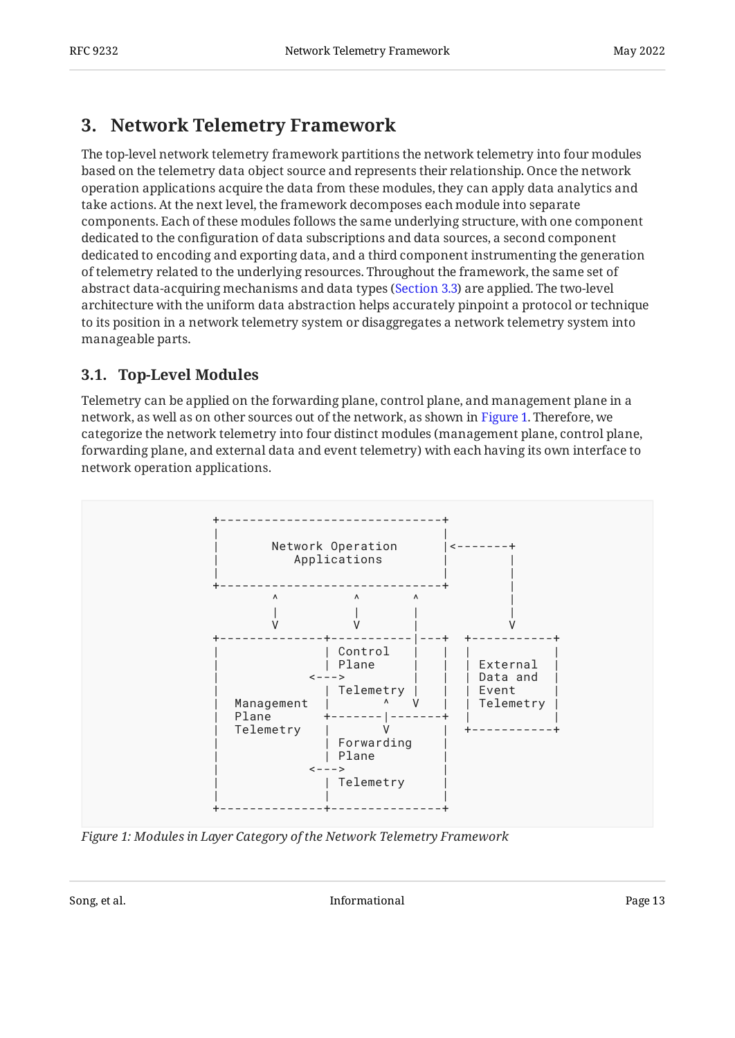## 3. Network Telemetry Framework

The top-level network telemetry framework partitions the network telemetry into four modules based on the telemetry data object source and represents their relationship. Once the network operation applications acquire the data from these modules, they can apply data analytics and take actions. At the next level, the framework decomposes each module into separate components. Each of these modules follows the same underlying structure, with one component dedicated to the configuration of data subscriptions and data sources, a second component dedicated to encoding and exporting data, and a third component instrumenting the generation of telemetry related to the underlying resources. Throughout the framework, the same set of abstract data-acquiring mechanisms and data types (Section 3.3) are applied. The two-level architecture with the uniform data abstraction helps accurately pinpoint a protocol or technique to its position in a network telemetry system or disaggregates a network telemetry system into manageable parts.

### 3.1. Top-Level Modules

Telemetry can be applied on the forwarding plane, control plane, and management plane in a network, as well as on other sources out of the network, as shown in Figure 1. Therefore, we categorize the network telemetry into four distinct modules (management plane, control plane, forwarding plane, and external data and event telemetry) with each having its own interface to network operation applications.

```
+------------------------------+
|                              |
|      Network Operation       |<-------+
|         Applications         |        |
|                              |        |
+------------------------------+        |
         ^           ^       ^          |
         |           |       |          |
         V           V       |          V
+-------------+-----------|---+  +-----------+
|             | Control   |   |  |           |
|             | Plane     |   |  | External  |
|          <--->          |   |  | Data and  |
|             | Telemetry |   |  | Event     |
|  Management |       ^   V   |  | Telemetry |
|  Plane      +-------|-------+  |           |
|  Telemetry  |       V       |  +-----------+
|             | Forwarding    |
|             | Plane         |
|          <--->              |
|             | Telemetry     |
|             |               |
+-------------+---------------+
```

*Figure 1: Modules in Layer Category of the Network Telemetry Framework*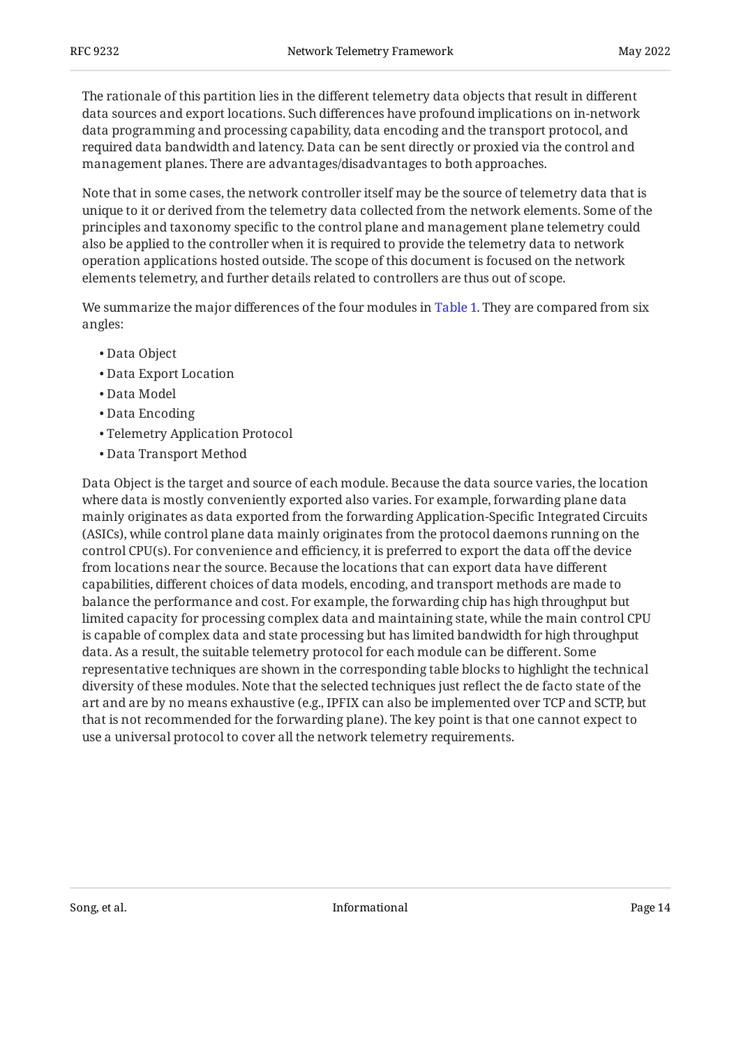The rationale of this partition lies in the different telemetry data objects that result in different data sources and export locations. Such differences have profound implications on in-network data programming and processing capability, data encoding and the transport protocol, and required data bandwidth and latency. Data can be sent directly or proxied via the control and management planes. There are advantages/disadvantages to both approaches.

Note that in some cases, the network controller itself may be the source of telemetry data that is unique to it or derived from the telemetry data collected from the network elements. Some of the principles and taxonomy specific to the control plane and management plane telemetry could also be applied to the controller when it is required to provide the telemetry data to network operation applications hosted outside. The scope of this document is focused on the network elements telemetry, and further details related to controllers are thus out of scope.

We summarize the major differences of the four modules in Table 1. They are compared from six angles:

- Data Object
- Data Export Location
- Data Model
- Data Encoding
- Telemetry Application Protocol
- Data Transport Method

Data Object is the target and source of each module. Because the data source varies, the location where data is mostly conveniently exported also varies. For example, forwarding plane data mainly originates as data exported from the forwarding Application-Specific Integrated Circuits (ASICs), while control plane data mainly originates from the protocol daemons running on the control CPU(s). For convenience and efficiency, it is preferred to export the data off the device from locations near the source. Because the locations that can export data have different capabilities, different choices of data models, encoding, and transport methods are made to balance the performance and cost. For example, the forwarding chip has high throughput but limited capacity for processing complex data and maintaining state, while the main control CPU is capable of complex data and state processing but has limited bandwidth for high throughput data. As a result, the suitable telemetry protocol for each module can be different. Some representative techniques are shown in the corresponding table blocks to highlight the technical diversity of these modules. Note that the selected techniques just reflect the de facto state of the art and are by no means exhaustive (e.g., IPFIX can also be implemented over TCP and SCTP, but that is not recommended for the forwarding plane). The key point is that one cannot expect to use a universal protocol to cover all the network telemetry requirements.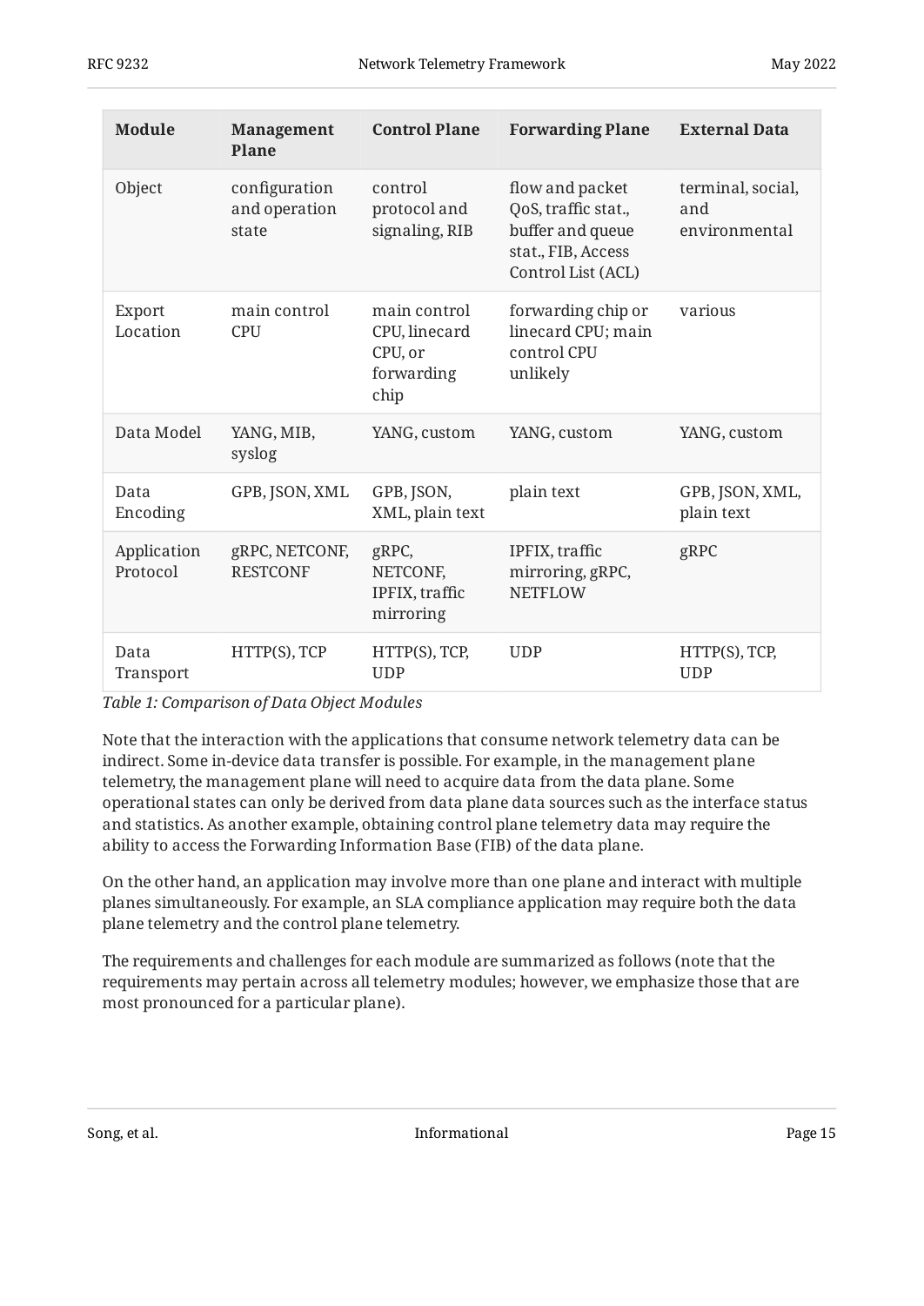| Module | Management Plane | Control Plane | Forwarding Plane | External Data |
|---|---|---|---|---|
| Object | configuration and operation state | control protocol and signaling, RIB | flow and packet QoS, traffic stat., buffer and queue stat., FIB, Access Control List (ACL) | terminal, social, and environmental |
| Export Location | main control CPU | main control CPU, linecard CPU, or forwarding chip | forwarding chip or linecard CPU; main control CPU unlikely | various |
| Data Model | YANG, MIB, syslog | YANG, custom | YANG, custom | YANG, custom |
| Data Encoding | GPB, JSON, XML | GPB, JSON, XML, plain text | plain text | GPB, JSON, XML, plain text |
| Application Protocol | gRPC, NETCONF, RESTCONF | gRPC, NETCONF, IPFIX, traffic mirroring | IPFIX, traffic mirroring, gRPC, NETFLOW | gRPC |
| Data Transport | HTTP(S), TCP | HTTP(S), TCP, UDP | UDP | HTTP(S), TCP, UDP |

*Table 1: Comparison of Data Object Modules*

Note that the interaction with the applications that consume network telemetry data can be indirect. Some in-device data transfer is possible. For example, in the management plane telemetry, the management plane will need to acquire data from the data plane. Some operational states can only be derived from data plane data sources such as the interface status and statistics. As another example, obtaining control plane telemetry data may require the ability to access the Forwarding Information Base (FIB) of the data plane.

On the other hand, an application may involve more than one plane and interact with multiple planes simultaneously. For example, an SLA compliance application may require both the data plane telemetry and the control plane telemetry.

The requirements and challenges for each module are summarized as follows (note that the requirements may pertain across all telemetry modules; however, we emphasize those that are most pronounced for a particular plane).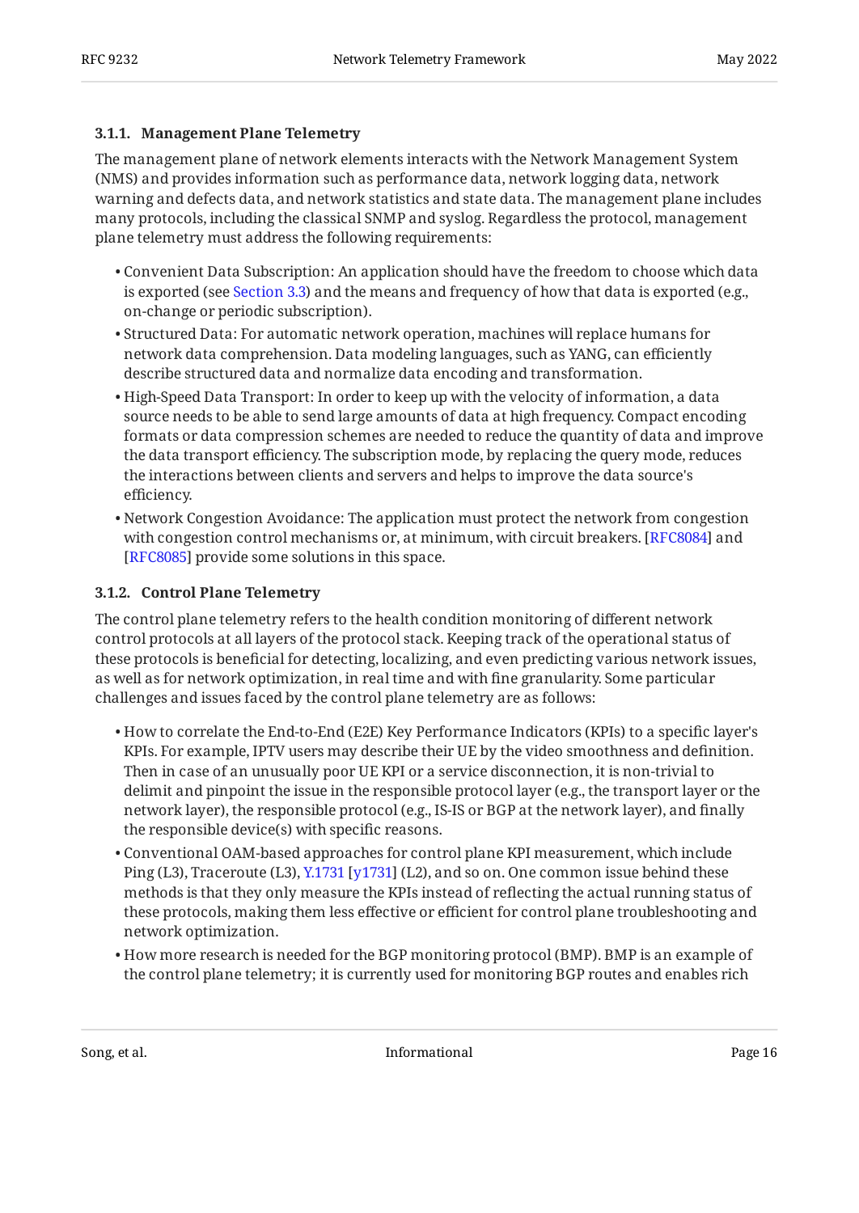#### 3.1.1. Management Plane Telemetry

The management plane of network elements interacts with the Network Management System (NMS) and provides information such as performance data, network logging data, network warning and defects data, and network statistics and state data. The management plane includes many protocols, including the classical SNMP and syslog. Regardless the protocol, management plane telemetry must address the following requirements:

- Convenient Data Subscription: An application should have the freedom to choose which data is exported (see Section 3.3) and the means and frequency of how that data is exported (e.g., on-change or periodic subscription).
- Structured Data: For automatic network operation, machines will replace humans for network data comprehension. Data modeling languages, such as YANG, can efficiently describe structured data and normalize data encoding and transformation.
- High-Speed Data Transport: In order to keep up with the velocity of information, a data source needs to be able to send large amounts of data at high frequency. Compact encoding formats or data compression schemes are needed to reduce the quantity of data and improve the data transport efficiency. The subscription mode, by replacing the query mode, reduces the interactions between clients and servers and helps to improve the data source's efficiency.
- Network Congestion Avoidance: The application must protect the network from congestion with congestion control mechanisms or, at minimum, with circuit breakers. [RFC8084] and [RFC8085] provide some solutions in this space.

#### 3.1.2. Control Plane Telemetry

The control plane telemetry refers to the health condition monitoring of different network control protocols at all layers of the protocol stack. Keeping track of the operational status of these protocols is beneficial for detecting, localizing, and even predicting various network issues, as well as for network optimization, in real time and with fine granularity. Some particular challenges and issues faced by the control plane telemetry are as follows:

- How to correlate the End-to-End (E2E) Key Performance Indicators (KPIs) to a specific layer's KPIs. For example, IPTV users may describe their UE by the video smoothness and definition. Then in case of an unusually poor UE KPI or a service disconnection, it is non-trivial to delimit and pinpoint the issue in the responsible protocol layer (e.g., the transport layer or the network layer), the responsible protocol (e.g., IS-IS or BGP at the network layer), and finally the responsible device(s) with specific reasons.
- Conventional OAM-based approaches for control plane KPI measurement, which include Ping (L3), Traceroute (L3), Y.1731 [y1731] (L2), and so on. One common issue behind these methods is that they only measure the KPIs instead of reflecting the actual running status of these protocols, making them less effective or efficient for control plane troubleshooting and network optimization.
- How more research is needed for the BGP monitoring protocol (BMP). BMP is an example of the control plane telemetry; it is currently used for monitoring BGP routes and enables rich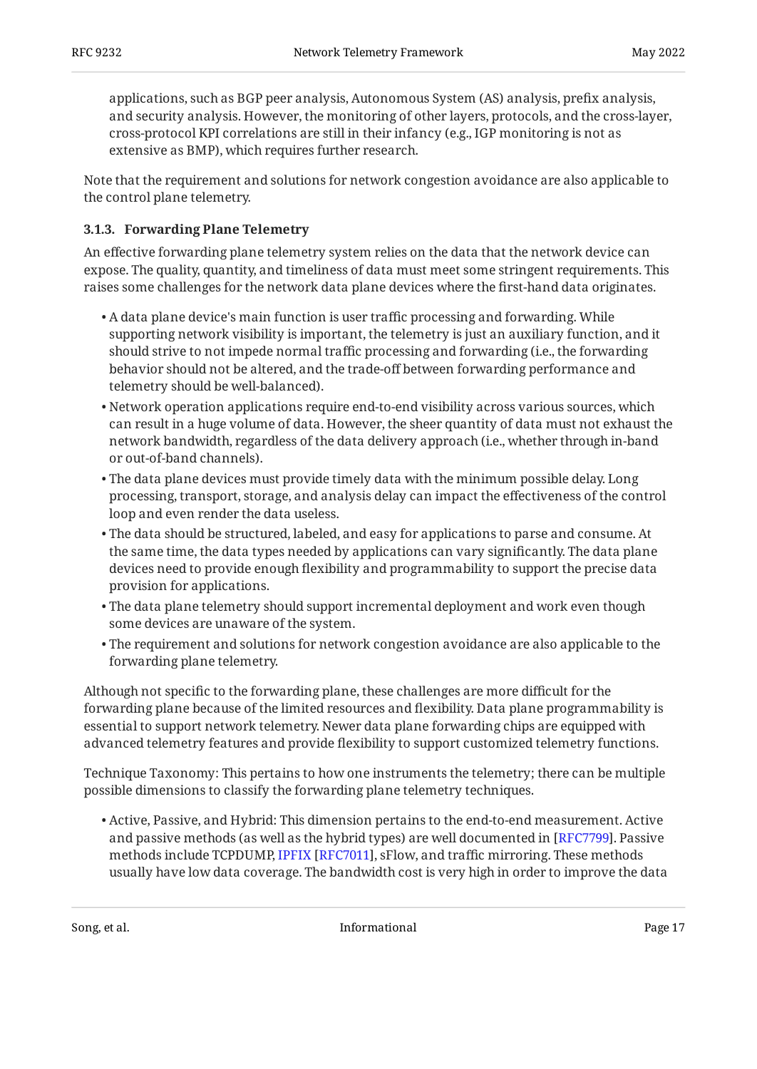applications, such as BGP peer analysis, Autonomous System (AS) analysis, prefix analysis, and security analysis. However, the monitoring of other layers, protocols, and the cross-layer, cross-protocol KPI correlations are still in their infancy (e.g., IGP monitoring is not as extensive as BMP), which requires further research.

Note that the requirement and solutions for network congestion avoidance are also applicable to the control plane telemetry.

### 3.1.3. Forwarding Plane Telemetry

An effective forwarding plane telemetry system relies on the data that the network device can expose. The quality, quantity, and timeliness of data must meet some stringent requirements. This raises some challenges for the network data plane devices where the first-hand data originates.

- A data plane device's main function is user traffic processing and forwarding. While supporting network visibility is important, the telemetry is just an auxiliary function, and it should strive to not impede normal traffic processing and forwarding (i.e., the forwarding behavior should not be altered, and the trade-off between forwarding performance and telemetry should be well-balanced).
- Network operation applications require end-to-end visibility across various sources, which can result in a huge volume of data. However, the sheer quantity of data must not exhaust the network bandwidth, regardless of the data delivery approach (i.e., whether through in-band or out-of-band channels).
- The data plane devices must provide timely data with the minimum possible delay. Long processing, transport, storage, and analysis delay can impact the effectiveness of the control loop and even render the data useless.
- The data should be structured, labeled, and easy for applications to parse and consume. At the same time, the data types needed by applications can vary significantly. The data plane devices need to provide enough flexibility and programmability to support the precise data provision for applications.
- The data plane telemetry should support incremental deployment and work even though some devices are unaware of the system.
- The requirement and solutions for network congestion avoidance are also applicable to the forwarding plane telemetry.

Although not specific to the forwarding plane, these challenges are more difficult for the forwarding plane because of the limited resources and flexibility. Data plane programmability is essential to support network telemetry. Newer data plane forwarding chips are equipped with advanced telemetry features and provide flexibility to support customized telemetry functions.

Technique Taxonomy: This pertains to how one instruments the telemetry; there can be multiple possible dimensions to classify the forwarding plane telemetry techniques.

- Active, Passive, and Hybrid: This dimension pertains to the end-to-end measurement. Active and passive methods (as well as the hybrid types) are well documented in [RFC7799]. Passive methods include TCPDUMP, IPFIX [RFC7011], sFlow, and traffic mirroring. These methods usually have low data coverage. The bandwidth cost is very high in order to improve the data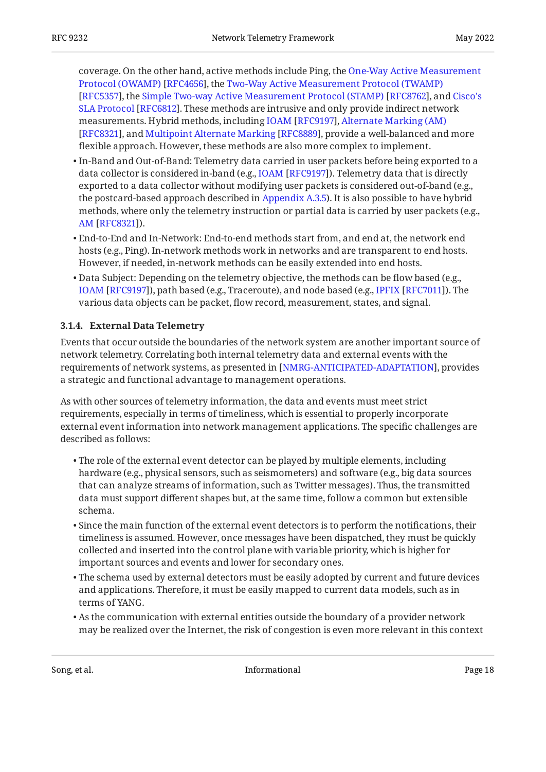coverage. On the other hand, active methods include Ping, the One-Way Active Measurement Protocol (OWAMP) [RFC4656], the Two-Way Active Measurement Protocol (TWAMP) [RFC5357], the Simple Two-way Active Measurement Protocol (STAMP) [RFC8762], and Cisco's SLA Protocol [RFC6812]. These methods are intrusive and only provide indirect network measurements. Hybrid methods, including IOAM [RFC9197], Alternate Marking (AM) [RFC8321], and Multipoint Alternate Marking [RFC8889], provide a well-balanced and more flexible approach. However, these methods are also more complex to implement.

- In-Band and Out-of-Band: Telemetry data carried in user packets before being exported to a data collector is considered in-band (e.g., IOAM [RFC9197]). Telemetry data that is directly exported to a data collector without modifying user packets is considered out-of-band (e.g., the postcard-based approach described in Appendix A.3.5). It is also possible to have hybrid methods, where only the telemetry instruction or partial data is carried by user packets (e.g., AM [RFC8321]).
- End-to-End and In-Network: End-to-end methods start from, and end at, the network end hosts (e.g., Ping). In-network methods work in networks and are transparent to end hosts. However, if needed, in-network methods can be easily extended into end hosts.
- Data Subject: Depending on the telemetry objective, the methods can be flow based (e.g., IOAM [RFC9197]), path based (e.g., Traceroute), and node based (e.g., IPFIX [RFC7011]). The various data objects can be packet, flow record, measurement, states, and signal.

### 3.1.4. External Data Telemetry

Events that occur outside the boundaries of the network system are another important source of network telemetry. Correlating both internal telemetry data and external events with the requirements of network systems, as presented in [NMRG-ANTICIPATED-ADAPTATION], provides a strategic and functional advantage to management operations.

As with other sources of telemetry information, the data and events must meet strict requirements, especially in terms of timeliness, which is essential to properly incorporate external event information into network management applications. The specific challenges are described as follows:

- The role of the external event detector can be played by multiple elements, including hardware (e.g., physical sensors, such as seismometers) and software (e.g., big data sources that can analyze streams of information, such as Twitter messages). Thus, the transmitted data must support different shapes but, at the same time, follow a common but extensible schema.
- Since the main function of the external event detectors is to perform the notifications, their timeliness is assumed. However, once messages have been dispatched, they must be quickly collected and inserted into the control plane with variable priority, which is higher for important sources and events and lower for secondary ones.
- The schema used by external detectors must be easily adopted by current and future devices and applications. Therefore, it must be easily mapped to current data models, such as in terms of YANG.
- As the communication with external entities outside the boundary of a provider network may be realized over the Internet, the risk of congestion is even more relevant in this context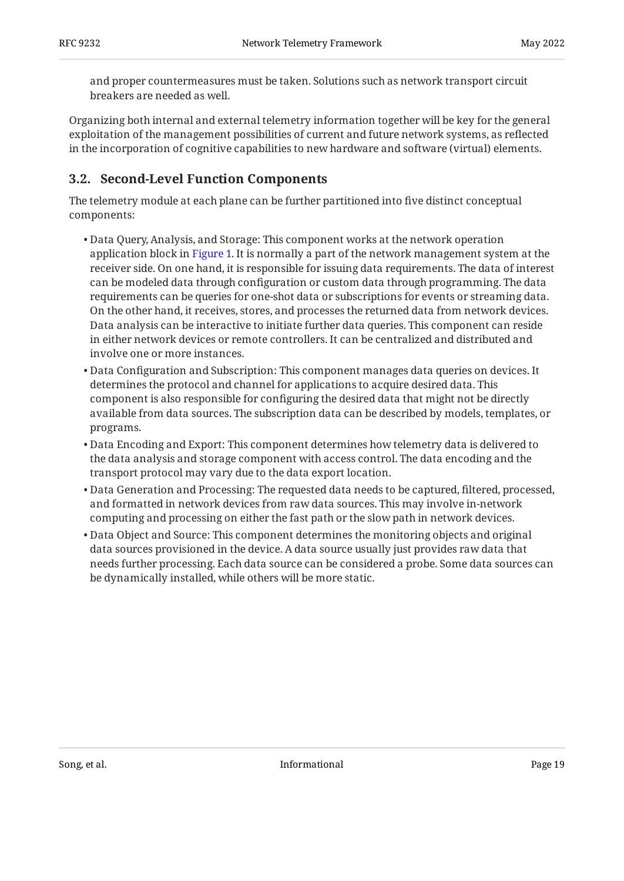and proper countermeasures must be taken. Solutions such as network transport circuit breakers are needed as well.

Organizing both internal and external telemetry information together will be key for the general exploitation of the management possibilities of current and future network systems, as reflected in the incorporation of cognitive capabilities to new hardware and software (virtual) elements.

### 3.2. Second-Level Function Components

The telemetry module at each plane can be further partitioned into five distinct conceptual components:

- Data Query, Analysis, and Storage: This component works at the network operation application block in Figure 1. It is normally a part of the network management system at the receiver side. On one hand, it is responsible for issuing data requirements. The data of interest can be modeled data through configuration or custom data through programming. The data requirements can be queries for one-shot data or subscriptions for events or streaming data. On the other hand, it receives, stores, and processes the returned data from network devices. Data analysis can be interactive to initiate further data queries. This component can reside in either network devices or remote controllers. It can be centralized and distributed and involve one or more instances.
- Data Configuration and Subscription: This component manages data queries on devices. It determines the protocol and channel for applications to acquire desired data. This component is also responsible for configuring the desired data that might not be directly available from data sources. The subscription data can be described by models, templates, or programs.
- Data Encoding and Export: This component determines how telemetry data is delivered to the data analysis and storage component with access control. The data encoding and the transport protocol may vary due to the data export location.
- Data Generation and Processing: The requested data needs to be captured, filtered, processed, and formatted in network devices from raw data sources. This may involve in-network computing and processing on either the fast path or the slow path in network devices.
- Data Object and Source: This component determines the monitoring objects and original data sources provisioned in the device. A data source usually just provides raw data that needs further processing. Each data source can be considered a probe. Some data sources can be dynamically installed, while others will be more static.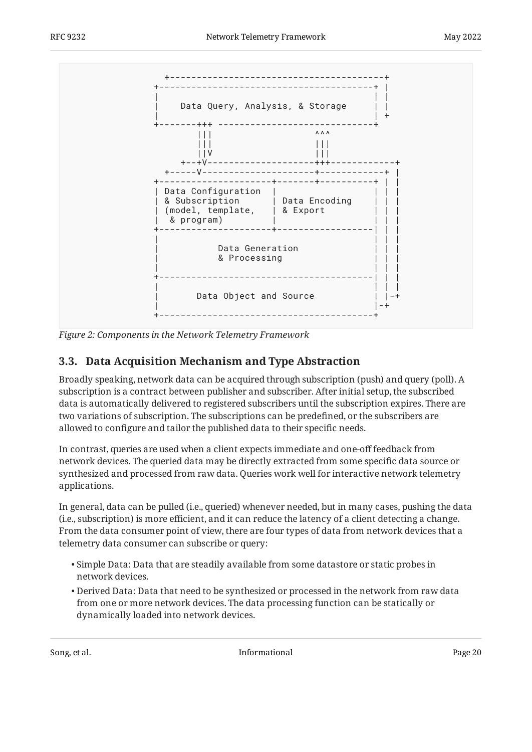```
  +----------------------------------------+
+----------------------------------------+ |
|                                        | |
|    Data Query, Analysis, & Storage     | |
|                                        | +
+-------+++ -----------------------------+
        |||                  ^^^
        |||                  |||
        ||V                  |||
     +--+V--------------------+++------------+
   +-----V--------------------+------------+ |
+---------------------+-------+----------+ | |
| Data Configuration  |                  | | |
| & Subscription      | Data Encoding    | | |
| (model, template,   | & Export         | | |
|  & program)         |                  | | |
+---------------------+------------------| | |
|                                        | | |
|           Data Generation              | | |
|           & Processing                 | | |
|                                        | | |
+----------------------------------------| | |
|                                        | | |
|       Data Object and Source           | |-+
|                                        |-+
+----------------------------------------+
```

*Figure 2: Components in the Network Telemetry Framework*

## 3.3. Data Acquisition Mechanism and Type Abstraction

Broadly speaking, network data can be acquired through subscription (push) and query (poll). A subscription is a contract between publisher and subscriber. After initial setup, the subscribed data is automatically delivered to registered subscribers until the subscription expires. There are two variations of subscription. The subscriptions can be predefined, or the subscribers are allowed to configure and tailor the published data to their specific needs.

In contrast, queries are used when a client expects immediate and one-off feedback from network devices. The queried data may be directly extracted from some specific data source or synthesized and processed from raw data. Queries work well for interactive network telemetry applications.

In general, data can be pulled (i.e., queried) whenever needed, but in many cases, pushing the data (i.e., subscription) is more efficient, and it can reduce the latency of a client detecting a change. From the data consumer point of view, there are four types of data from network devices that a telemetry data consumer can subscribe or query:

- Simple Data: Data that are steadily available from some datastore or static probes in network devices.
- Derived Data: Data that need to be synthesized or processed in the network from raw data from one or more network devices. The data processing function can be statically or dynamically loaded into network devices.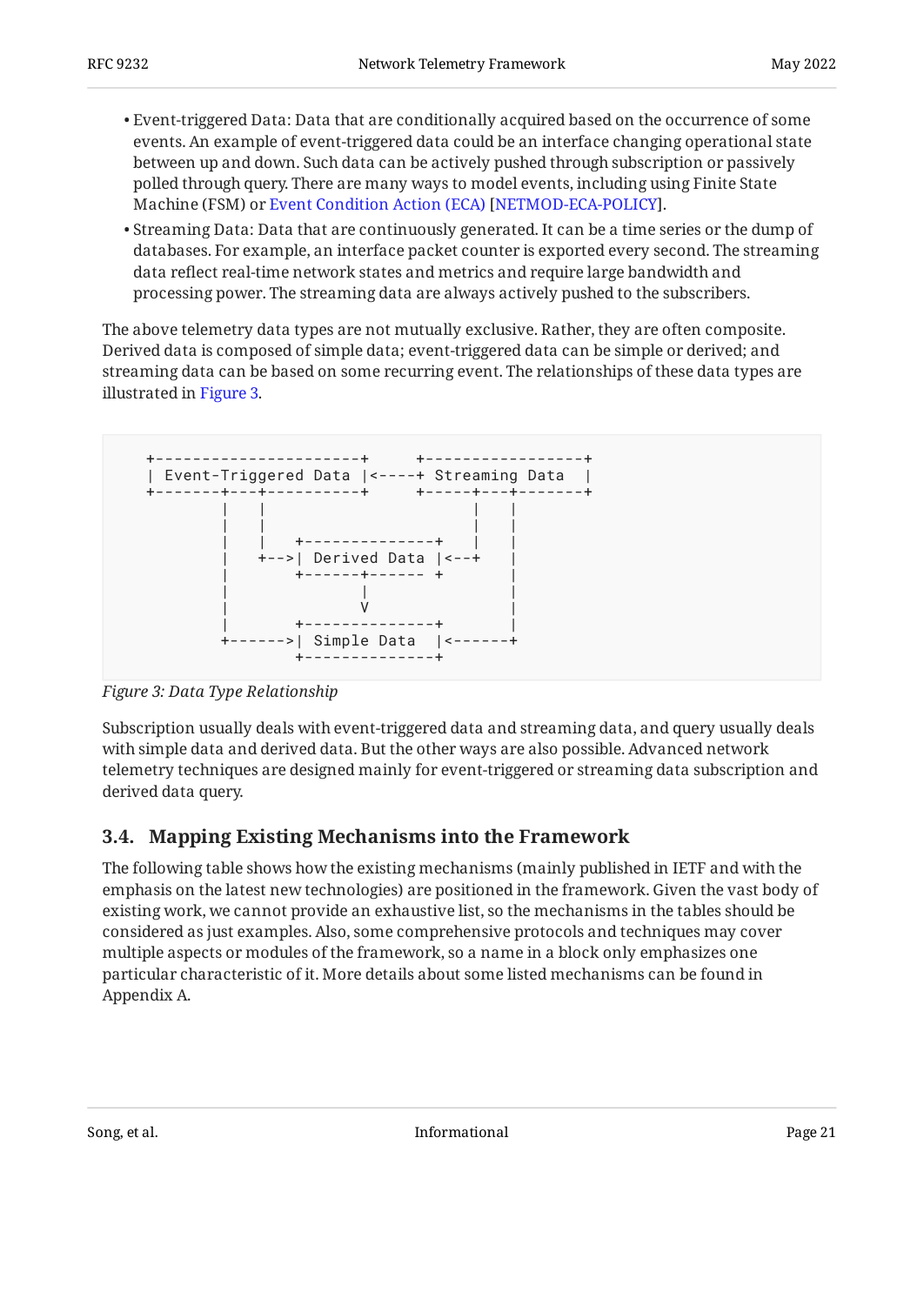- Event-triggered Data: Data that are conditionally acquired based on the occurrence of some events. An example of event-triggered data could be an interface changing operational state between up and down. Such data can be actively pushed through subscription or passively polled through query. There are many ways to model events, including using Finite State Machine (FSM) or Event Condition Action (ECA) [NETMOD-ECA-POLICY].
- Streaming Data: Data that are continuously generated. It can be a time series or the dump of databases. For example, an interface packet counter is exported every second. The streaming data reflect real-time network states and metrics and require large bandwidth and processing power. The streaming data are always actively pushed to the subscribers.

The above telemetry data types are not mutually exclusive. Rather, they are often composite. Derived data is composed of simple data; event-triggered data can be simple or derived; and streaming data can be based on some recurring event. The relationships of these data types are illustrated in Figure 3.

```
+----------------------+     +-----------------+
| Event-Triggered Data |<----+ Streaming Data  |
+-------+---+----------+     +-----+---+-------+
        |   |                      |   |
        |   |                      |   |
        |   |    +--------------+  |   |
        |   +-->| Derived Data |<--+   |
        |        +------+------ +      |
        |               |              |
        |               V              |
        |        +--------------+      |
        +------>| Simple Data  |<------+
                 +--------------+
```

*Figure 3: Data Type Relationship*

Subscription usually deals with event-triggered data and streaming data, and query usually deals with simple data and derived data. But the other ways are also possible. Advanced network telemetry techniques are designed mainly for event-triggered or streaming data subscription and derived data query.

### 3.4. Mapping Existing Mechanisms into the Framework

The following table shows how the existing mechanisms (mainly published in IETF and with the emphasis on the latest new technologies) are positioned in the framework. Given the vast body of existing work, we cannot provide an exhaustive list, so the mechanisms in the tables should be considered as just examples. Also, some comprehensive protocols and techniques may cover multiple aspects or modules of the framework, so a name in a block only emphasizes one particular characteristic of it. More details about some listed mechanisms can be found in Appendix A.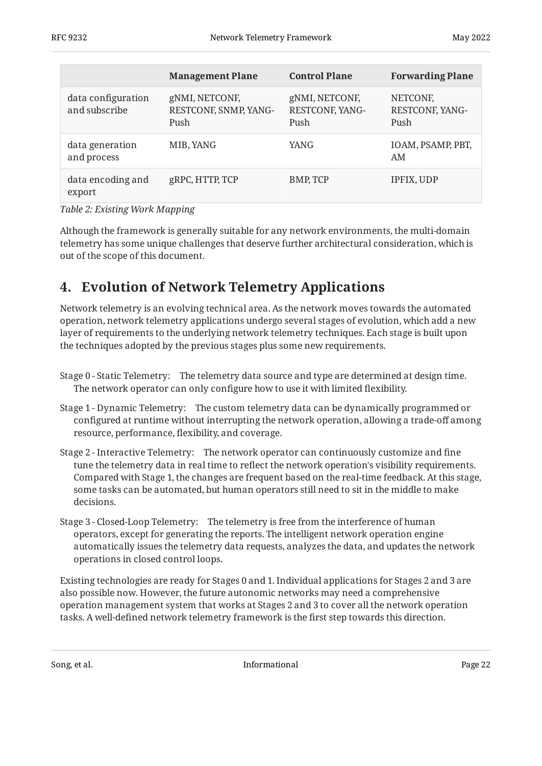| | Management Plane | Control Plane | Forwarding Plane |
|---|---|---|---|
| data configuration and subscribe | gNMI, NETCONF, RESTCONF, SNMP, YANG-Push | gNMI, NETCONF, RESTCONF, YANG-Push | NETCONF, RESTCONF, YANG-Push |
| data generation and process | MIB, YANG | YANG | IOAM, PSAMP, PBT, AM |
| data encoding and export | gRPC, HTTP, TCP | BMP, TCP | IPFIX, UDP |

*Table 2: Existing Work Mapping*

Although the framework is generally suitable for any network environments, the multi-domain telemetry has some unique challenges that deserve further architectural consideration, which is out of the scope of this document.

## 4. Evolution of Network Telemetry Applications

Network telemetry is an evolving technical area. As the network moves towards the automated operation, network telemetry applications undergo several stages of evolution, which add a new layer of requirements to the underlying network telemetry techniques. Each stage is built upon the techniques adopted by the previous stages plus some new requirements.

Stage 0 - Static Telemetry:
: The telemetry data source and type are determined at design time. The network operator can only configure how to use it with limited flexibility.

Stage 1 - Dynamic Telemetry:
: The custom telemetry data can be dynamically programmed or configured at runtime without interrupting the network operation, allowing a trade-off among resource, performance, flexibility, and coverage.

Stage 2 - Interactive Telemetry:
: The network operator can continuously customize and fine tune the telemetry data in real time to reflect the network operation's visibility requirements. Compared with Stage 1, the changes are frequent based on the real-time feedback. At this stage, some tasks can be automated, but human operators still need to sit in the middle to make decisions.

Stage 3 - Closed-Loop Telemetry:
: The telemetry is free from the interference of human operators, except for generating the reports. The intelligent network operation engine automatically issues the telemetry data requests, analyzes the data, and updates the network operations in closed control loops.

Existing technologies are ready for Stages 0 and 1. Individual applications for Stages 2 and 3 are also possible now. However, the future autonomic networks may need a comprehensive operation management system that works at Stages 2 and 3 to cover all the network operation tasks. A well-defined network telemetry framework is the first step towards this direction.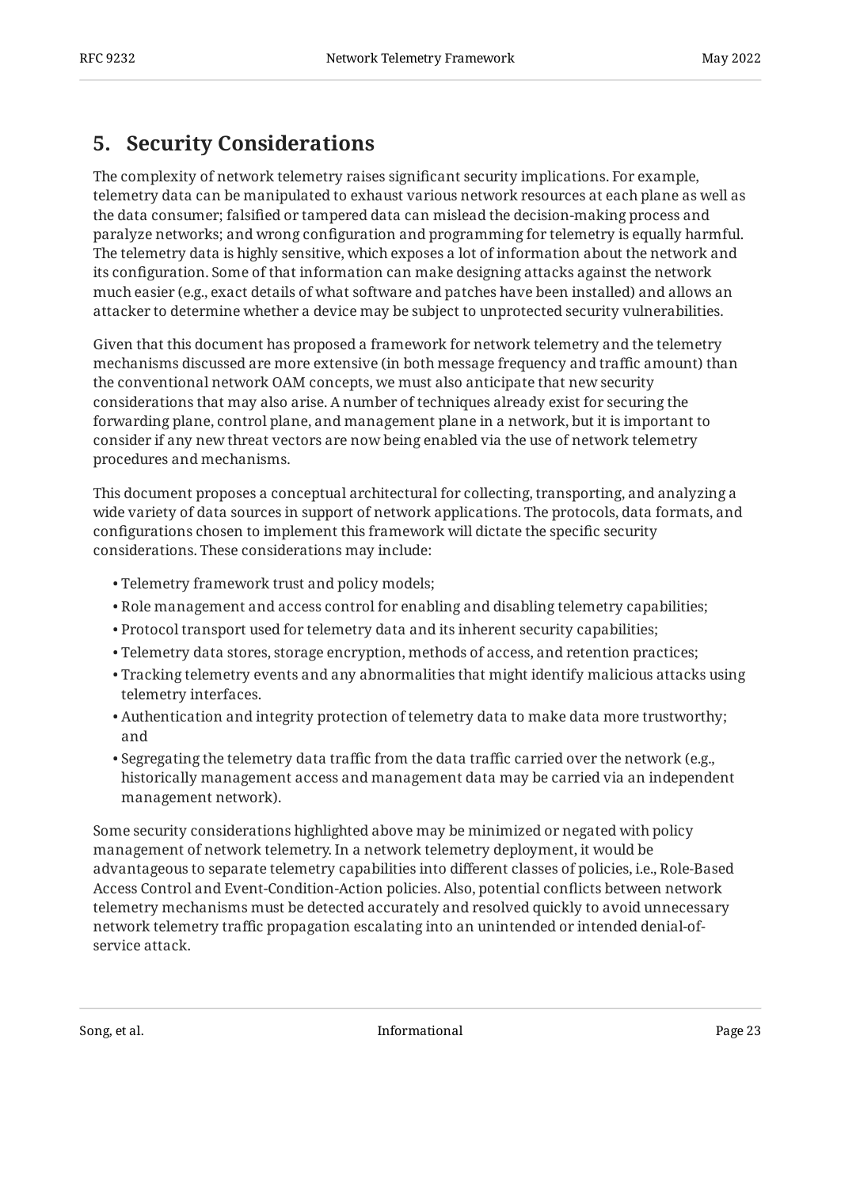## 5. Security Considerations

The complexity of network telemetry raises significant security implications. For example, telemetry data can be manipulated to exhaust various network resources at each plane as well as the data consumer; falsified or tampered data can mislead the decision-making process and paralyze networks; and wrong configuration and programming for telemetry is equally harmful. The telemetry data is highly sensitive, which exposes a lot of information about the network and its configuration. Some of that information can make designing attacks against the network much easier (e.g., exact details of what software and patches have been installed) and allows an attacker to determine whether a device may be subject to unprotected security vulnerabilities.

Given that this document has proposed a framework for network telemetry and the telemetry mechanisms discussed are more extensive (in both message frequency and traffic amount) than the conventional network OAM concepts, we must also anticipate that new security considerations that may also arise. A number of techniques already exist for securing the forwarding plane, control plane, and management plane in a network, but it is important to consider if any new threat vectors are now being enabled via the use of network telemetry procedures and mechanisms.

This document proposes a conceptual architectural for collecting, transporting, and analyzing a wide variety of data sources in support of network applications. The protocols, data formats, and configurations chosen to implement this framework will dictate the specific security considerations. These considerations may include:

- Telemetry framework trust and policy models;
- Role management and access control for enabling and disabling telemetry capabilities;
- Protocol transport used for telemetry data and its inherent security capabilities;
- Telemetry data stores, storage encryption, methods of access, and retention practices;
- Tracking telemetry events and any abnormalities that might identify malicious attacks using telemetry interfaces.
- Authentication and integrity protection of telemetry data to make data more trustworthy; and
- Segregating the telemetry data traffic from the data traffic carried over the network (e.g., historically management access and management data may be carried via an independent management network).

Some security considerations highlighted above may be minimized or negated with policy management of network telemetry. In a network telemetry deployment, it would be advantageous to separate telemetry capabilities into different classes of policies, i.e., Role-Based Access Control and Event-Condition-Action policies. Also, potential conflicts between network telemetry mechanisms must be detected accurately and resolved quickly to avoid unnecessary network telemetry traffic propagation escalating into an unintended or intended denial-of-service attack.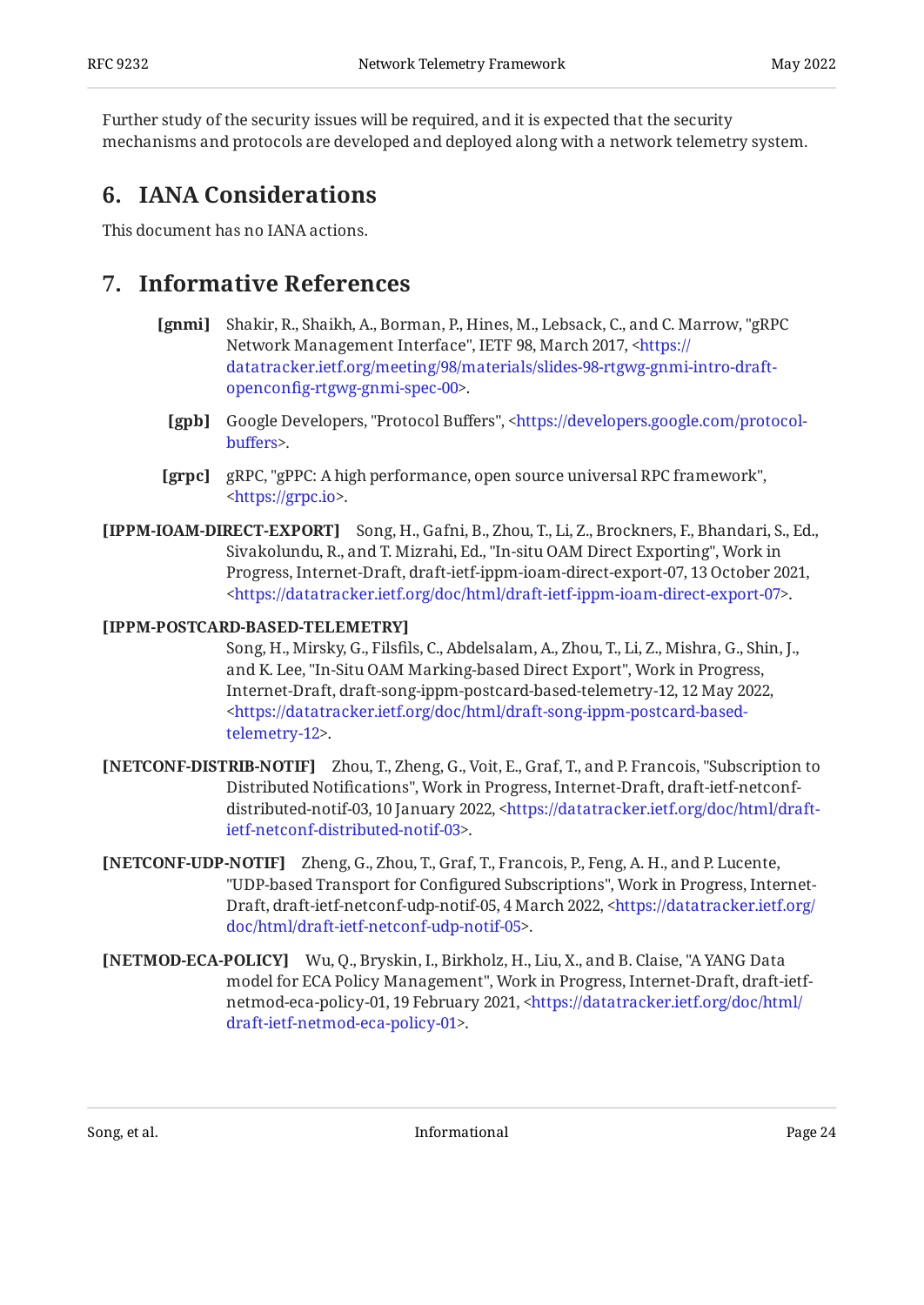Further study of the security issues will be required, and it is expected that the security mechanisms and protocols are developed and deployed along with a network telemetry system.

## 6. IANA Considerations

This document has no IANA actions.

## 7. Informative References

**[gnmi]** Shakir, R., Shaikh, A., Borman, P., Hines, M., Lebsack, C., and C. Marrow, "gRPC Network Management Interface", IETF 98, March 2017, <https://datatracker.ietf.org/meeting/98/materials/slides-98-rtgwg-gnmi-intro-draft-openconfig-rtgwg-gnmi-spec-00>.

**[gpb]** Google Developers, "Protocol Buffers", <https://developers.google.com/protocol-buffers>.

**[grpc]** gRPC, "gPPC: A high performance, open source universal RPC framework", <https://grpc.io>.

**[IPPM-IOAM-DIRECT-EXPORT]** Song, H., Gafni, B., Zhou, T., Li, Z., Brockners, F., Bhandari, S., Ed., Sivakolundu, R., and T. Mizrahi, Ed., "In-situ OAM Direct Exporting", Work in Progress, Internet-Draft, draft-ietf-ippm-ioam-direct-export-07, 13 October 2021, <https://datatracker.ietf.org/doc/html/draft-ietf-ippm-ioam-direct-export-07>.

**[IPPM-POSTCARD-BASED-TELEMETRY]** Song, H., Mirsky, G., Filsfils, C., Abdelsalam, A., Zhou, T., Li, Z., Mishra, G., Shin, J., and K. Lee, "In-Situ OAM Marking-based Direct Export", Work in Progress, Internet-Draft, draft-song-ippm-postcard-based-telemetry-12, 12 May 2022, <https://datatracker.ietf.org/doc/html/draft-song-ippm-postcard-based-telemetry-12>.

**[NETCONF-DISTRIB-NOTIF]** Zhou, T., Zheng, G., Voit, E., Graf, T., and P. Francois, "Subscription to Distributed Notifications", Work in Progress, Internet-Draft, draft-ietf-netconf-distributed-notif-03, 10 January 2022, <https://datatracker.ietf.org/doc/html/draft-ietf-netconf-distributed-notif-03>.

**[NETCONF-UDP-NOTIF]** Zheng, G., Zhou, T., Graf, T., Francois, P., Feng, A. H., and P. Lucente, "UDP-based Transport for Configured Subscriptions", Work in Progress, Internet-Draft, draft-ietf-netconf-udp-notif-05, 4 March 2022, <https://datatracker.ietf.org/doc/html/draft-ietf-netconf-udp-notif-05>.

**[NETMOD-ECA-POLICY]** Wu, Q., Bryskin, I., Birkholz, H., Liu, X., and B. Claise, "A YANG Data model for ECA Policy Management", Work in Progress, Internet-Draft, draft-ietf-netmod-eca-policy-01, 19 February 2021, <https://datatracker.ietf.org/doc/html/draft-ietf-netmod-eca-policy-01>.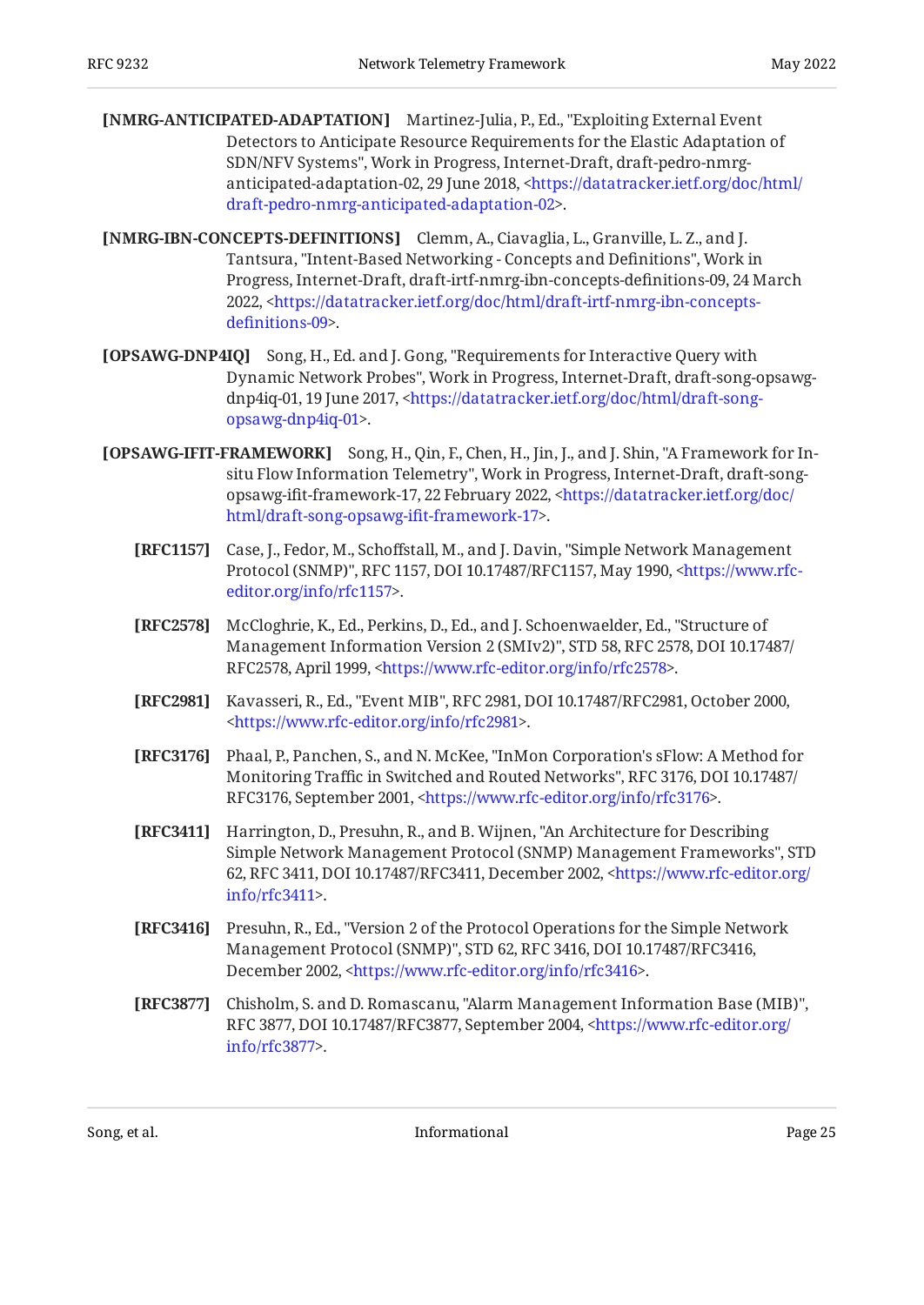**[NMRG-ANTICIPATED-ADAPTATION]** Martinez-Julia, P., Ed., "Exploiting External Event Detectors to Anticipate Resource Requirements for the Elastic Adaptation of SDN/NFV Systems", Work in Progress, Internet-Draft, draft-pedro-nmrg-anticipated-adaptation-02, 29 June 2018, <https://datatracker.ietf.org/doc/html/draft-pedro-nmrg-anticipated-adaptation-02>.

**[NMRG-IBN-CONCEPTS-DEFINITIONS]** Clemm, A., Ciavaglia, L., Granville, L. Z., and J. Tantsura, "Intent-Based Networking - Concepts and Definitions", Work in Progress, Internet-Draft, draft-irtf-nmrg-ibn-concepts-definitions-09, 24 March 2022, <https://datatracker.ietf.org/doc/html/draft-irtf-nmrg-ibn-concepts-definitions-09>.

**[OPSAWG-DNP4IQ]** Song, H., Ed. and J. Gong, "Requirements for Interactive Query with Dynamic Network Probes", Work in Progress, Internet-Draft, draft-song-opsawg-dnp4iq-01, 19 June 2017, <https://datatracker.ietf.org/doc/html/draft-song-opsawg-dnp4iq-01>.

**[OPSAWG-IFIT-FRAMEWORK]** Song, H., Qin, F., Chen, H., Jin, J., and J. Shin, "A Framework for In-situ Flow Information Telemetry", Work in Progress, Internet-Draft, draft-song-opsawg-ifit-framework-17, 22 February 2022, <https://datatracker.ietf.org/doc/html/draft-song-opsawg-ifit-framework-17>.

**[RFC1157]** Case, J., Fedor, M., Schoffstall, M., and J. Davin, "Simple Network Management Protocol (SNMP)", RFC 1157, DOI 10.17487/RFC1157, May 1990, <https://www.rfc-editor.org/info/rfc1157>.

**[RFC2578]** McCloghrie, K., Ed., Perkins, D., Ed., and J. Schoenwaelder, Ed., "Structure of Management Information Version 2 (SMIv2)", STD 58, RFC 2578, DOI 10.17487/RFC2578, April 1999, <https://www.rfc-editor.org/info/rfc2578>.

**[RFC2981]** Kavasseri, R., Ed., "Event MIB", RFC 2981, DOI 10.17487/RFC2981, October 2000, <https://www.rfc-editor.org/info/rfc2981>.

**[RFC3176]** Phaal, P., Panchen, S., and N. McKee, "InMon Corporation's sFlow: A Method for Monitoring Traffic in Switched and Routed Networks", RFC 3176, DOI 10.17487/RFC3176, September 2001, <https://www.rfc-editor.org/info/rfc3176>.

**[RFC3411]** Harrington, D., Presuhn, R., and B. Wijnen, "An Architecture for Describing Simple Network Management Protocol (SNMP) Management Frameworks", STD 62, RFC 3411, DOI 10.17487/RFC3411, December 2002, <https://www.rfc-editor.org/info/rfc3411>.

**[RFC3416]** Presuhn, R., Ed., "Version 2 of the Protocol Operations for the Simple Network Management Protocol (SNMP)", STD 62, RFC 3416, DOI 10.17487/RFC3416, December 2002, <https://www.rfc-editor.org/info/rfc3416>.

**[RFC3877]** Chisholm, S. and D. Romascanu, "Alarm Management Information Base (MIB)", RFC 3877, DOI 10.17487/RFC3877, September 2004, <https://www.rfc-editor.org/info/rfc3877>.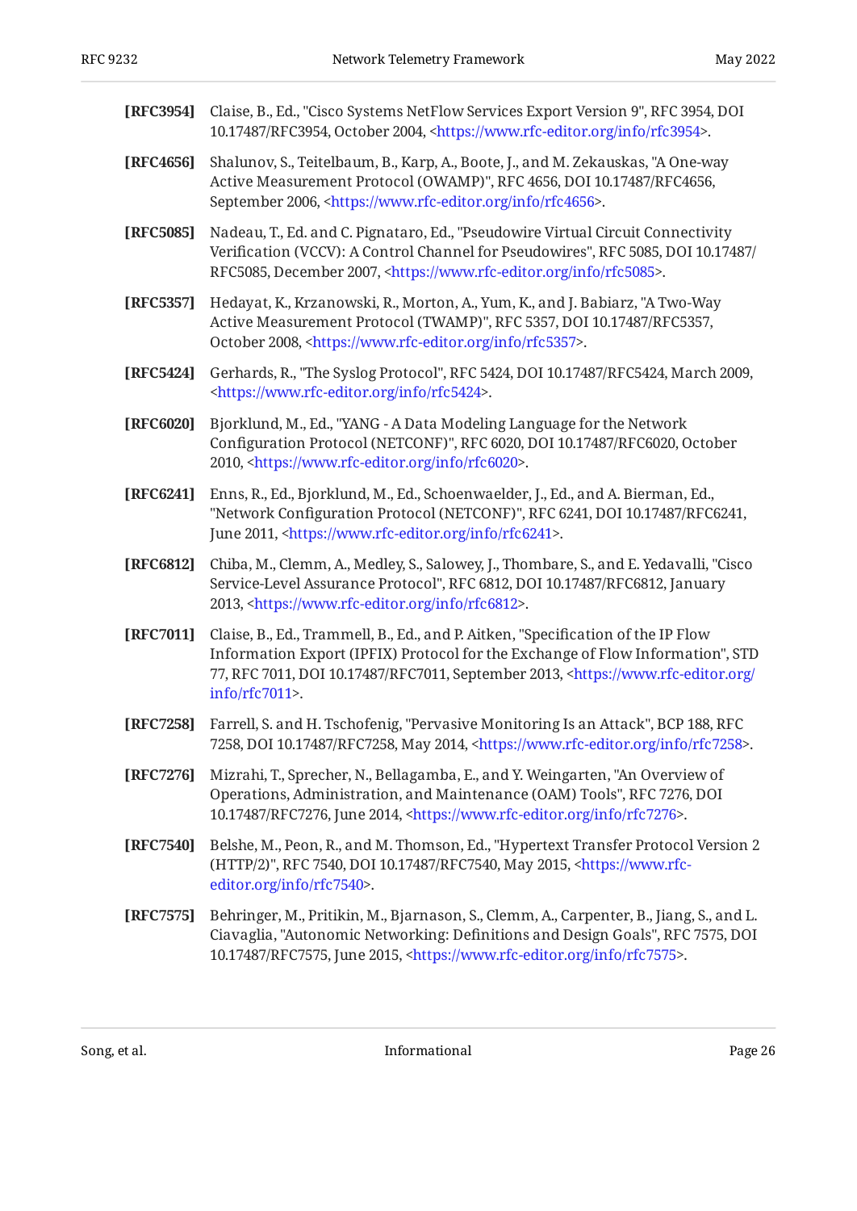**[RFC3954]** Claise, B., Ed., "Cisco Systems NetFlow Services Export Version 9", RFC 3954, DOI 10.17487/RFC3954, October 2004, <https://www.rfc-editor.org/info/rfc3954>.

**[RFC4656]** Shalunov, S., Teitelbaum, B., Karp, A., Boote, J., and M. Zekauskas, "A One-way Active Measurement Protocol (OWAMP)", RFC 4656, DOI 10.17487/RFC4656, September 2006, <https://www.rfc-editor.org/info/rfc4656>.

**[RFC5085]** Nadeau, T., Ed. and C. Pignataro, Ed., "Pseudowire Virtual Circuit Connectivity Verification (VCCV): A Control Channel for Pseudowires", RFC 5085, DOI 10.17487/RFC5085, December 2007, <https://www.rfc-editor.org/info/rfc5085>.

**[RFC5357]** Hedayat, K., Krzanowski, R., Morton, A., Yum, K., and J. Babiarz, "A Two-Way Active Measurement Protocol (TWAMP)", RFC 5357, DOI 10.17487/RFC5357, October 2008, <https://www.rfc-editor.org/info/rfc5357>.

**[RFC5424]** Gerhards, R., "The Syslog Protocol", RFC 5424, DOI 10.17487/RFC5424, March 2009, <https://www.rfc-editor.org/info/rfc5424>.

**[RFC6020]** Bjorklund, M., Ed., "YANG - A Data Modeling Language for the Network Configuration Protocol (NETCONF)", RFC 6020, DOI 10.17487/RFC6020, October 2010, <https://www.rfc-editor.org/info/rfc6020>.

**[RFC6241]** Enns, R., Ed., Bjorklund, M., Ed., Schoenwaelder, J., Ed., and A. Bierman, Ed., "Network Configuration Protocol (NETCONF)", RFC 6241, DOI 10.17487/RFC6241, June 2011, <https://www.rfc-editor.org/info/rfc6241>.

**[RFC6812]** Chiba, M., Clemm, A., Medley, S., Salowey, J., Thombare, S., and E. Yedavalli, "Cisco Service-Level Assurance Protocol", RFC 6812, DOI 10.17487/RFC6812, January 2013, <https://www.rfc-editor.org/info/rfc6812>.

**[RFC7011]** Claise, B., Ed., Trammell, B., Ed., and P. Aitken, "Specification of the IP Flow Information Export (IPFIX) Protocol for the Exchange of Flow Information", STD 77, RFC 7011, DOI 10.17487/RFC7011, September 2013, <https://www.rfc-editor.org/info/rfc7011>.

**[RFC7258]** Farrell, S. and H. Tschofenig, "Pervasive Monitoring Is an Attack", BCP 188, RFC 7258, DOI 10.17487/RFC7258, May 2014, <https://www.rfc-editor.org/info/rfc7258>.

**[RFC7276]** Mizrahi, T., Sprecher, N., Bellagamba, E., and Y. Weingarten, "An Overview of Operations, Administration, and Maintenance (OAM) Tools", RFC 7276, DOI 10.17487/RFC7276, June 2014, <https://www.rfc-editor.org/info/rfc7276>.

**[RFC7540]** Belshe, M., Peon, R., and M. Thomson, Ed., "Hypertext Transfer Protocol Version 2 (HTTP/2)", RFC 7540, DOI 10.17487/RFC7540, May 2015, <https://www.rfc-editor.org/info/rfc7540>.

**[RFC7575]** Behringer, M., Pritikin, M., Bjarnason, S., Clemm, A., Carpenter, B., Jiang, S., and L. Ciavaglia, "Autonomic Networking: Definitions and Design Goals", RFC 7575, DOI 10.17487/RFC7575, June 2015, <https://www.rfc-editor.org/info/rfc7575>.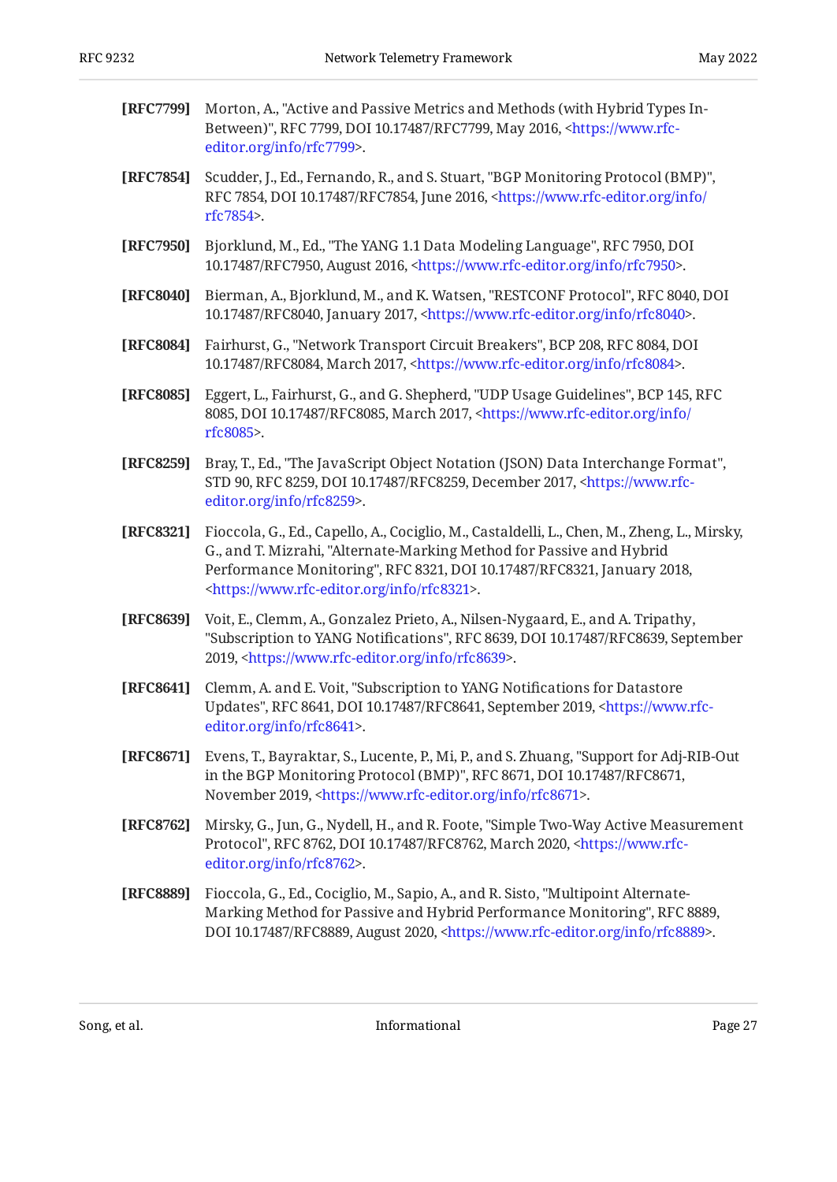**[RFC7799]** Morton, A., "Active and Passive Metrics and Methods (with Hybrid Types In-Between)", RFC 7799, DOI 10.17487/RFC7799, May 2016, <https://www.rfc-editor.org/info/rfc7799>.

**[RFC7854]** Scudder, J., Ed., Fernando, R., and S. Stuart, "BGP Monitoring Protocol (BMP)", RFC 7854, DOI 10.17487/RFC7854, June 2016, <https://www.rfc-editor.org/info/rfc7854>.

**[RFC7950]** Bjorklund, M., Ed., "The YANG 1.1 Data Modeling Language", RFC 7950, DOI 10.17487/RFC7950, August 2016, <https://www.rfc-editor.org/info/rfc7950>.

**[RFC8040]** Bierman, A., Bjorklund, M., and K. Watsen, "RESTCONF Protocol", RFC 8040, DOI 10.17487/RFC8040, January 2017, <https://www.rfc-editor.org/info/rfc8040>.

**[RFC8084]** Fairhurst, G., "Network Transport Circuit Breakers", BCP 208, RFC 8084, DOI 10.17487/RFC8084, March 2017, <https://www.rfc-editor.org/info/rfc8084>.

**[RFC8085]** Eggert, L., Fairhurst, G., and G. Shepherd, "UDP Usage Guidelines", BCP 145, RFC 8085, DOI 10.17487/RFC8085, March 2017, <https://www.rfc-editor.org/info/rfc8085>.

**[RFC8259]** Bray, T., Ed., "The JavaScript Object Notation (JSON) Data Interchange Format", STD 90, RFC 8259, DOI 10.17487/RFC8259, December 2017, <https://www.rfc-editor.org/info/rfc8259>.

**[RFC8321]** Fioccola, G., Ed., Capello, A., Cociglio, M., Castaldelli, L., Chen, M., Zheng, L., Mirsky, G., and T. Mizrahi, "Alternate-Marking Method for Passive and Hybrid Performance Monitoring", RFC 8321, DOI 10.17487/RFC8321, January 2018, <https://www.rfc-editor.org/info/rfc8321>.

**[RFC8639]** Voit, E., Clemm, A., Gonzalez Prieto, A., Nilsen-Nygaard, E., and A. Tripathy, "Subscription to YANG Notifications", RFC 8639, DOI 10.17487/RFC8639, September 2019, <https://www.rfc-editor.org/info/rfc8639>.

**[RFC8641]** Clemm, A. and E. Voit, "Subscription to YANG Notifications for Datastore Updates", RFC 8641, DOI 10.17487/RFC8641, September 2019, <https://www.rfc-editor.org/info/rfc8641>.

**[RFC8671]** Evens, T., Bayraktar, S., Lucente, P., Mi, P., and S. Zhuang, "Support for Adj-RIB-Out in the BGP Monitoring Protocol (BMP)", RFC 8671, DOI 10.17487/RFC8671, November 2019, <https://www.rfc-editor.org/info/rfc8671>.

**[RFC8762]** Mirsky, G., Jun, G., Nydell, H., and R. Foote, "Simple Two-Way Active Measurement Protocol", RFC 8762, DOI 10.17487/RFC8762, March 2020, <https://www.rfc-editor.org/info/rfc8762>.

**[RFC8889]** Fioccola, G., Ed., Cociglio, M., Sapio, A., and R. Sisto, "Multipoint Alternate-Marking Method for Passive and Hybrid Performance Monitoring", RFC 8889, DOI 10.17487/RFC8889, August 2020, <https://www.rfc-editor.org/info/rfc8889>.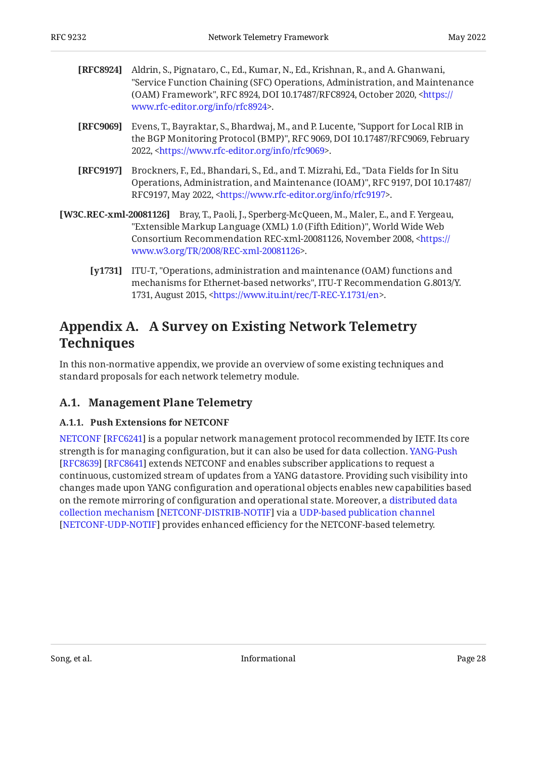**[RFC8924]** Aldrin, S., Pignataro, C., Ed., Kumar, N., Ed., Krishnan, R., and A. Ghanwani, "Service Function Chaining (SFC) Operations, Administration, and Maintenance (OAM) Framework", RFC 8924, DOI 10.17487/RFC8924, October 2020, <https://www.rfc-editor.org/info/rfc8924>.

**[RFC9069]** Evens, T., Bayraktar, S., Bhardwaj, M., and P. Lucente, "Support for Local RIB in the BGP Monitoring Protocol (BMP)", RFC 9069, DOI 10.17487/RFC9069, February 2022, <https://www.rfc-editor.org/info/rfc9069>.

**[RFC9197]** Brockners, F., Ed., Bhandari, S., Ed., and T. Mizrahi, Ed., "Data Fields for In Situ Operations, Administration, and Maintenance (IOAM)", RFC 9197, DOI 10.17487/RFC9197, May 2022, <https://www.rfc-editor.org/info/rfc9197>.

**[W3C.REC-xml-20081126]** Bray, T., Paoli, J., Sperberg-McQueen, M., Maler, E., and F. Yergeau, "Extensible Markup Language (XML) 1.0 (Fifth Edition)", World Wide Web Consortium Recommendation REC-xml-20081126, November 2008, <https://www.w3.org/TR/2008/REC-xml-20081126>.

**[y1731]** ITU-T, "Operations, administration and maintenance (OAM) functions and mechanisms for Ethernet-based networks", ITU-T Recommendation G.8013/Y.1731, August 2015, <https://www.itu.int/rec/T-REC-Y.1731/en>.

# Appendix A. A Survey on Existing Network Telemetry Techniques

In this non-normative appendix, we provide an overview of some existing techniques and standard proposals for each network telemetry module.

## A.1. Management Plane Telemetry

### A.1.1. Push Extensions for NETCONF

NETCONF [RFC6241] is a popular network management protocol recommended by IETF. Its core strength is for managing configuration, but it can also be used for data collection. YANG-Push [RFC8639] [RFC8641] extends NETCONF and enables subscriber applications to request a continuous, customized stream of updates from a YANG datastore. Providing such visibility into changes made upon YANG configuration and operational objects enables new capabilities based on the remote mirroring of configuration and operational state. Moreover, a distributed data collection mechanism [NETCONF-DISTRIB-NOTIF] via a UDP-based publication channel [NETCONF-UDP-NOTIF] provides enhanced efficiency for the NETCONF-based telemetry.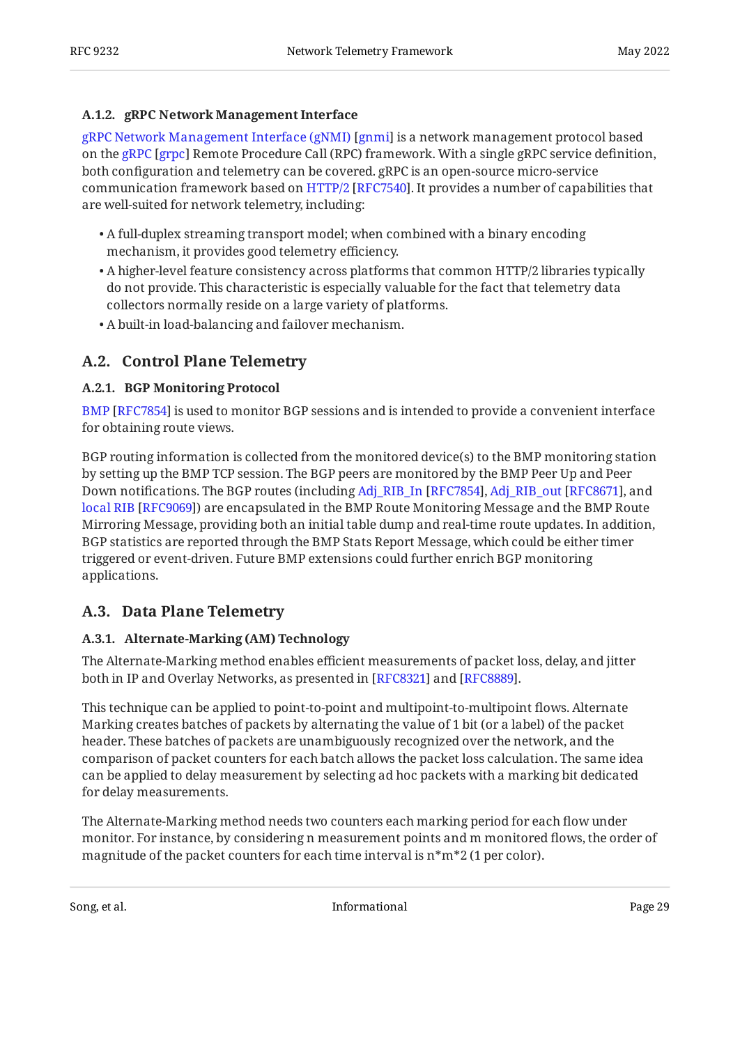#### A.1.2. gRPC Network Management Interface

gRPC Network Management Interface (gNMI) [gnmi] is a network management protocol based on the gRPC [grpc] Remote Procedure Call (RPC) framework. With a single gRPC service definition, both configuration and telemetry can be covered. gRPC is an open-source micro-service communication framework based on HTTP/2 [RFC7540]. It provides a number of capabilities that are well-suited for network telemetry, including:

- A full-duplex streaming transport model; when combined with a binary encoding mechanism, it provides good telemetry efficiency.
- A higher-level feature consistency across platforms that common HTTP/2 libraries typically do not provide. This characteristic is especially valuable for the fact that telemetry data collectors normally reside on a large variety of platforms.
- A built-in load-balancing and failover mechanism.

### A.2. Control Plane Telemetry

#### A.2.1. BGP Monitoring Protocol

BMP [RFC7854] is used to monitor BGP sessions and is intended to provide a convenient interface for obtaining route views.

BGP routing information is collected from the monitored device(s) to the BMP monitoring station by setting up the BMP TCP session. The BGP peers are monitored by the BMP Peer Up and Peer Down notifications. The BGP routes (including Adj_RIB_In [RFC7854], Adj_RIB_out [RFC8671], and local RIB [RFC9069]) are encapsulated in the BMP Route Monitoring Message and the BMP Route Mirroring Message, providing both an initial table dump and real-time route updates. In addition, BGP statistics are reported through the BMP Stats Report Message, which could be either timer triggered or event-driven. Future BMP extensions could further enrich BGP monitoring applications.

### A.3. Data Plane Telemetry

#### A.3.1. Alternate-Marking (AM) Technology

The Alternate-Marking method enables efficient measurements of packet loss, delay, and jitter both in IP and Overlay Networks, as presented in [RFC8321] and [RFC8889].

This technique can be applied to point-to-point and multipoint-to-multipoint flows. Alternate Marking creates batches of packets by alternating the value of 1 bit (or a label) of the packet header. These batches of packets are unambiguously recognized over the network, and the comparison of packet counters for each batch allows the packet loss calculation. The same idea can be applied to delay measurement by selecting ad hoc packets with a marking bit dedicated for delay measurements.

The Alternate-Marking method needs two counters each marking period for each flow under monitor. For instance, by considering n measurement points and m monitored flows, the order of magnitude of the packet counters for each time interval is n*m*2 (1 per color).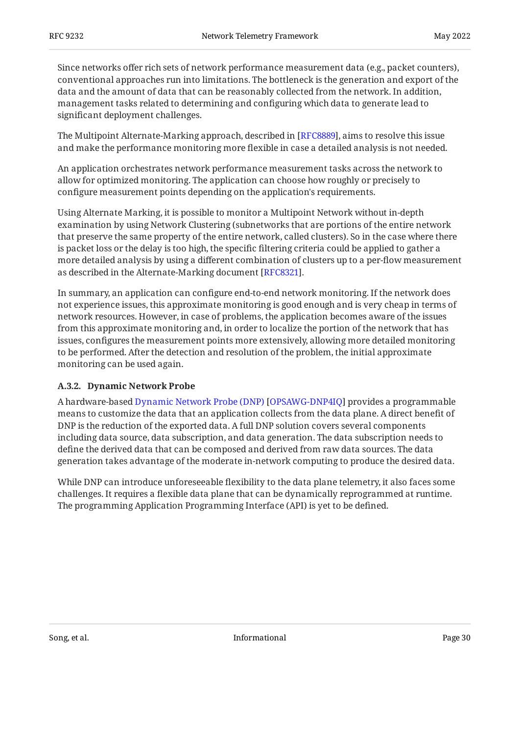Since networks offer rich sets of network performance measurement data (e.g., packet counters), conventional approaches run into limitations. The bottleneck is the generation and export of the data and the amount of data that can be reasonably collected from the network. In addition, management tasks related to determining and configuring which data to generate lead to significant deployment challenges.

The Multipoint Alternate-Marking approach, described in [RFC8889], aims to resolve this issue and make the performance monitoring more flexible in case a detailed analysis is not needed.

An application orchestrates network performance measurement tasks across the network to allow for optimized monitoring. The application can choose how roughly or precisely to configure measurement points depending on the application's requirements.

Using Alternate Marking, it is possible to monitor a Multipoint Network without in-depth examination by using Network Clustering (subnetworks that are portions of the entire network that preserve the same property of the entire network, called clusters). So in the case where there is packet loss or the delay is too high, the specific filtering criteria could be applied to gather a more detailed analysis by using a different combination of clusters up to a per-flow measurement as described in the Alternate-Marking document [RFC8321].

In summary, an application can configure end-to-end network monitoring. If the network does not experience issues, this approximate monitoring is good enough and is very cheap in terms of network resources. However, in case of problems, the application becomes aware of the issues from this approximate monitoring and, in order to localize the portion of the network that has issues, configures the measurement points more extensively, allowing more detailed monitoring to be performed. After the detection and resolution of the problem, the initial approximate monitoring can be used again.

#### A.3.2. Dynamic Network Probe

A hardware-based Dynamic Network Probe (DNP) [OPSAWG-DNP4IQ] provides a programmable means to customize the data that an application collects from the data plane. A direct benefit of DNP is the reduction of the exported data. A full DNP solution covers several components including data source, data subscription, and data generation. The data subscription needs to define the derived data that can be composed and derived from raw data sources. The data generation takes advantage of the moderate in-network computing to produce the desired data.

While DNP can introduce unforeseeable flexibility to the data plane telemetry, it also faces some challenges. It requires a flexible data plane that can be dynamically reprogrammed at runtime. The programming Application Programming Interface (API) is yet to be defined.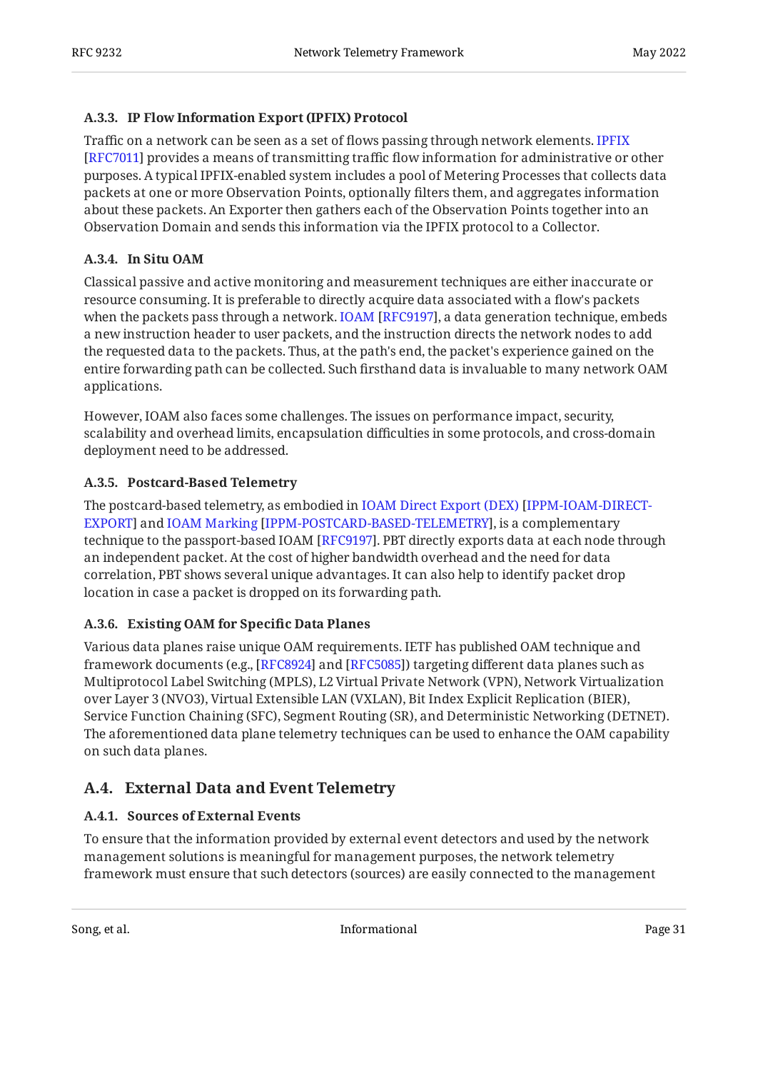### A.3.3. IP Flow Information Export (IPFIX) Protocol

Traffic on a network can be seen as a set of flows passing through network elements. IPFIX [RFC7011] provides a means of transmitting traffic flow information for administrative or other purposes. A typical IPFIX-enabled system includes a pool of Metering Processes that collects data packets at one or more Observation Points, optionally filters them, and aggregates information about these packets. An Exporter then gathers each of the Observation Points together into an Observation Domain and sends this information via the IPFIX protocol to a Collector.

### A.3.4. In Situ OAM

Classical passive and active monitoring and measurement techniques are either inaccurate or resource consuming. It is preferable to directly acquire data associated with a flow's packets when the packets pass through a network. IOAM [RFC9197], a data generation technique, embeds a new instruction header to user packets, and the instruction directs the network nodes to add the requested data to the packets. Thus, at the path's end, the packet's experience gained on the entire forwarding path can be collected. Such firsthand data is invaluable to many network OAM applications.

However, IOAM also faces some challenges. The issues on performance impact, security, scalability and overhead limits, encapsulation difficulties in some protocols, and cross-domain deployment need to be addressed.

### A.3.5. Postcard-Based Telemetry

The postcard-based telemetry, as embodied in IOAM Direct Export (DEX) [IPPM-IOAM-DIRECT-EXPORT] and IOAM Marking [IPPM-POSTCARD-BASED-TELEMETRY], is a complementary technique to the passport-based IOAM [RFC9197]. PBT directly exports data at each node through an independent packet. At the cost of higher bandwidth overhead and the need for data correlation, PBT shows several unique advantages. It can also help to identify packet drop location in case a packet is dropped on its forwarding path.

### A.3.6. Existing OAM for Specific Data Planes

Various data planes raise unique OAM requirements. IETF has published OAM technique and framework documents (e.g., [RFC8924] and [RFC5085]) targeting different data planes such as Multiprotocol Label Switching (MPLS), L2 Virtual Private Network (VPN), Network Virtualization over Layer 3 (NVO3), Virtual Extensible LAN (VXLAN), Bit Index Explicit Replication (BIER), Service Function Chaining (SFC), Segment Routing (SR), and Deterministic Networking (DETNET). The aforementioned data plane telemetry techniques can be used to enhance the OAM capability on such data planes.

## A.4. External Data and Event Telemetry

### A.4.1. Sources of External Events

To ensure that the information provided by external event detectors and used by the network management solutions is meaningful for management purposes, the network telemetry framework must ensure that such detectors (sources) are easily connected to the management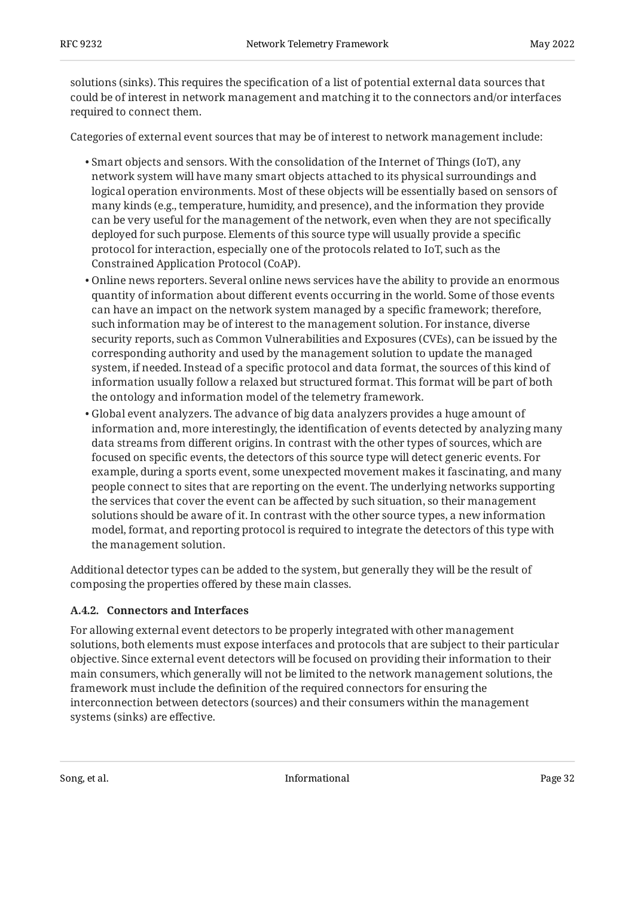solutions (sinks). This requires the specification of a list of potential external data sources that could be of interest in network management and matching it to the connectors and/or interfaces required to connect them.

Categories of external event sources that may be of interest to network management include:

- Smart objects and sensors. With the consolidation of the Internet of Things (IoT), any network system will have many smart objects attached to its physical surroundings and logical operation environments. Most of these objects will be essentially based on sensors of many kinds (e.g., temperature, humidity, and presence), and the information they provide can be very useful for the management of the network, even when they are not specifically deployed for such purpose. Elements of this source type will usually provide a specific protocol for interaction, especially one of the protocols related to IoT, such as the Constrained Application Protocol (CoAP).
- Online news reporters. Several online news services have the ability to provide an enormous quantity of information about different events occurring in the world. Some of those events can have an impact on the network system managed by a specific framework; therefore, such information may be of interest to the management solution. For instance, diverse security reports, such as Common Vulnerabilities and Exposures (CVEs), can be issued by the corresponding authority and used by the management solution to update the managed system, if needed. Instead of a specific protocol and data format, the sources of this kind of information usually follow a relaxed but structured format. This format will be part of both the ontology and information model of the telemetry framework.
- Global event analyzers. The advance of big data analyzers provides a huge amount of information and, more interestingly, the identification of events detected by analyzing many data streams from different origins. In contrast with the other types of sources, which are focused on specific events, the detectors of this source type will detect generic events. For example, during a sports event, some unexpected movement makes it fascinating, and many people connect to sites that are reporting on the event. The underlying networks supporting the services that cover the event can be affected by such situation, so their management solutions should be aware of it. In contrast with the other source types, a new information model, format, and reporting protocol is required to integrate the detectors of this type with the management solution.

Additional detector types can be added to the system, but generally they will be the result of composing the properties offered by these main classes.

#### A.4.2. Connectors and Interfaces

For allowing external event detectors to be properly integrated with other management solutions, both elements must expose interfaces and protocols that are subject to their particular objective. Since external event detectors will be focused on providing their information to their main consumers, which generally will not be limited to the network management solutions, the framework must include the definition of the required connectors for ensuring the interconnection between detectors (sources) and their consumers within the management systems (sinks) are effective.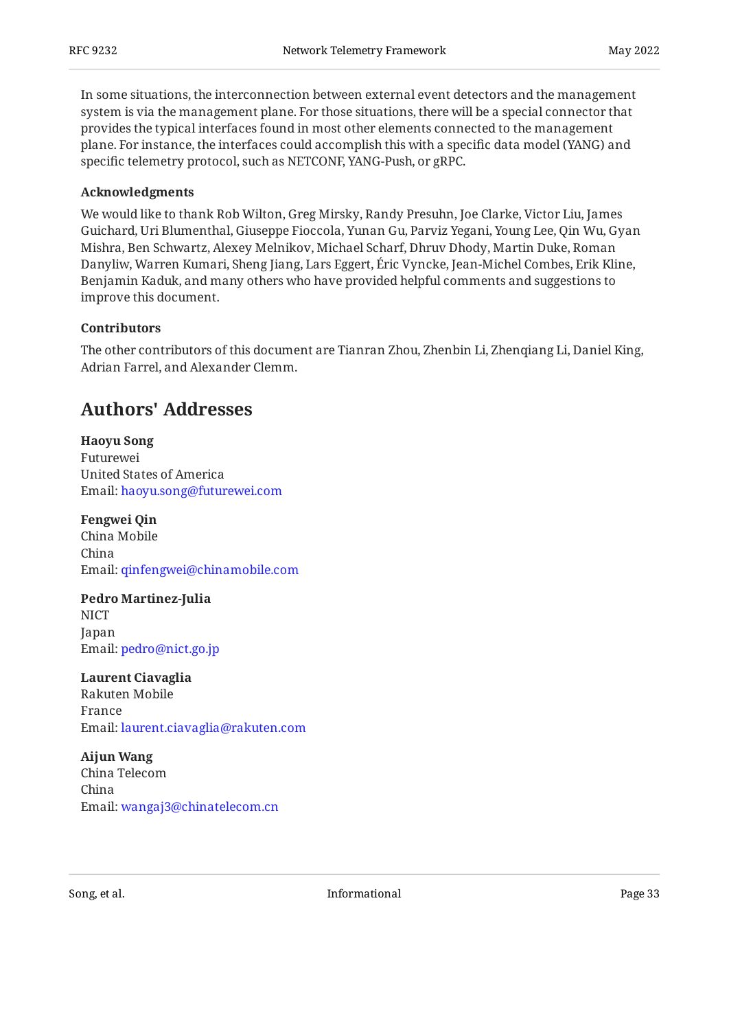In some situations, the interconnection between external event detectors and the management system is via the management plane. For those situations, there will be a special connector that provides the typical interfaces found in most other elements connected to the management plane. For instance, the interfaces could accomplish this with a specific data model (YANG) and specific telemetry protocol, such as NETCONF, YANG-Push, or gRPC.

**Acknowledgments**

We would like to thank Rob Wilton, Greg Mirsky, Randy Presuhn, Joe Clarke, Victor Liu, James Guichard, Uri Blumenthal, Giuseppe Fioccola, Yunan Gu, Parviz Yegani, Young Lee, Qin Wu, Gyan Mishra, Ben Schwartz, Alexey Melnikov, Michael Scharf, Dhruv Dhody, Martin Duke, Roman Danyliw, Warren Kumari, Sheng Jiang, Lars Eggert, Éric Vyncke, Jean-Michel Combes, Erik Kline, Benjamin Kaduk, and many others who have provided helpful comments and suggestions to improve this document.

**Contributors**

The other contributors of this document are Tianran Zhou, Zhenbin Li, Zhenqiang Li, Daniel King, Adrian Farrel, and Alexander Clemm.

## Authors' Addresses

**Haoyu Song**
Futurewei
United States of America
Email: haoyu.song@futurewei.com

**Fengwei Qin**
China Mobile
China
Email: qinfengwei@chinamobile.com

**Pedro Martinez-Julia**
NICT
Japan
Email: pedro@nict.go.jp

**Laurent Ciavaglia**
Rakuten Mobile
France
Email: laurent.ciavaglia@rakuten.com

**Aijun Wang**
China Telecom
China
Email: wangaj3@chinatelecom.cn